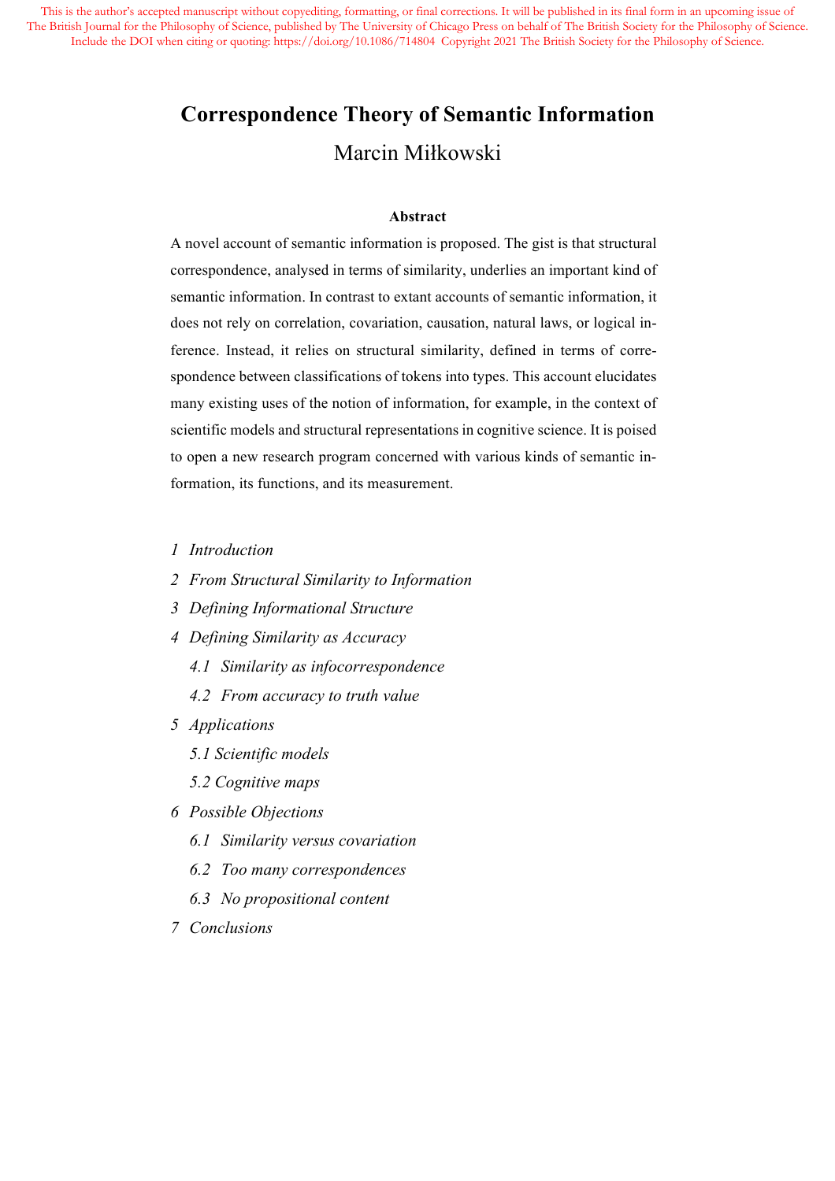This is the author's accepted manuscript without copyediting, formatting, or final corrections. It will be published in its final form in an upcoming issue of The British Journal for the Philosophy of Science, published by The University of Chicago Press on behalf of The British Society for the Philosophy of Science. Include the DOI when citing or quoting: https://doi.org/10.1086/714804 Copyright 2021 The British Society for the Philosophy of Science.

# Correspondence Theory of Semantic Information

Marcin Miłkowski

**Abstract**

A novel account of semantic information is proposed. The gist is that structural correspondence, analysed in terms of similarity, underlies an important kind of semantic information. In contrast to extant accounts of semantic information, it does not rely on correlation, covariation, causation, natural laws, or logical inference. Instead, it relies on structural similarity, defined in terms of correspondence between classifications of tokens into types. This account elucidates many existing uses of the notion of information, for example, in the context of scientific models and structural representations in cognitive science. It is poised to open a new research program concerned with various kinds of semantic information, its functions, and its measurement.

*1 Introduction*

*2 From Structural Similarity to Information*

*3 Defining Informational Structure*

*4 Defining Similarity as Accuracy*

*4.1 Similarity as infocorrespondence*

*4.2 From accuracy to truth value*

*5 Applications*

*5.1 Scientific models*

*5.2 Cognitive maps*

*6 Possible Objections*

*6.1 Similarity versus covariation*

*6.2 Too many correspondences*

*6.3 No propositional content*

*7 Conclusions*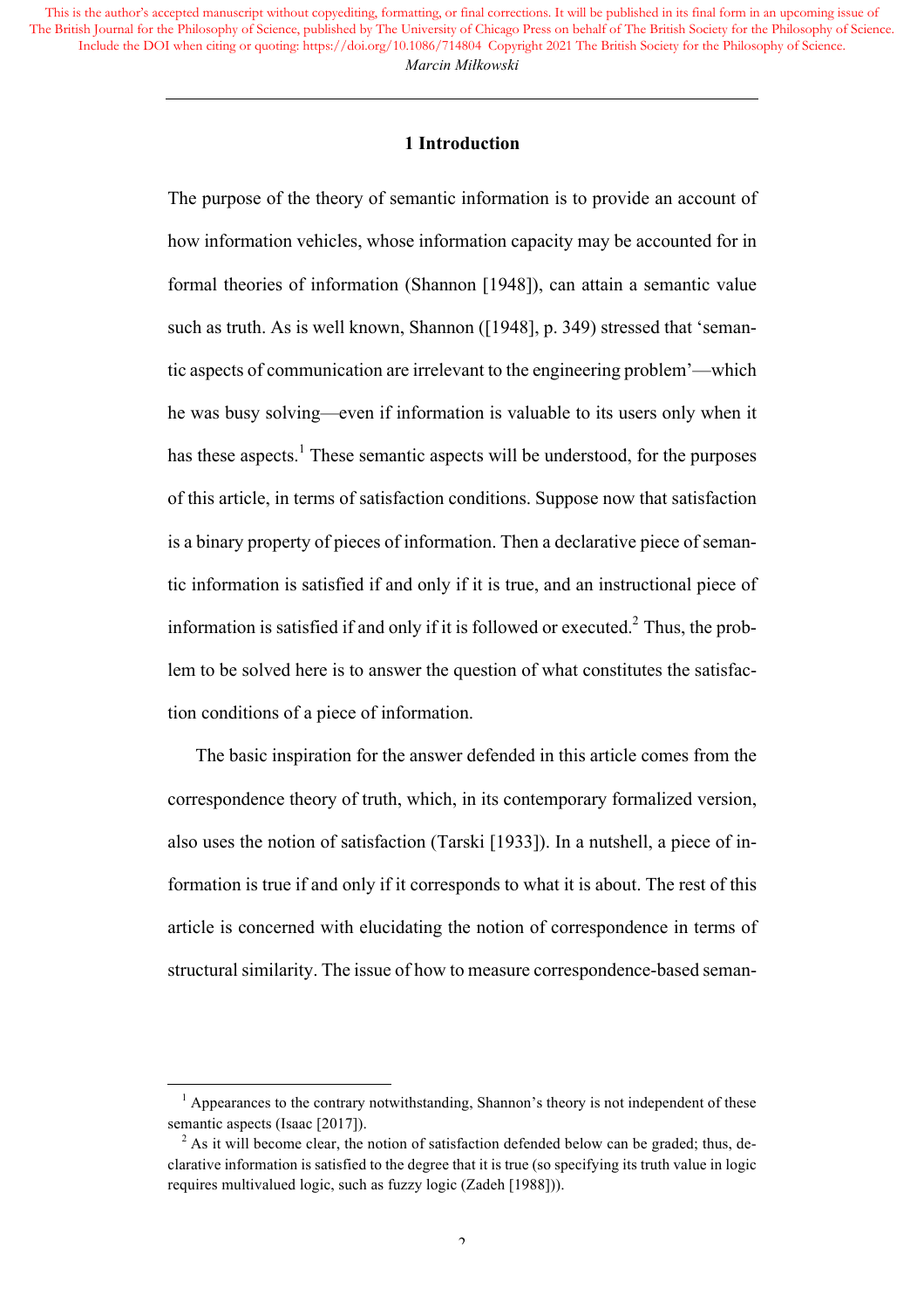## 1 Introduction

The purpose of the theory of semantic information is to provide an account of how information vehicles, whose information capacity may be accounted for in formal theories of information (Shannon [1948]), can attain a semantic value such as truth. As is well known, Shannon ([1948], p. 349) stressed that 'semantic aspects of communication are irrelevant to the engineering problem'—which he was busy solving—even if information is valuable to its users only when it has these aspects.[1] These semantic aspects will be understood, for the purposes of this article, in terms of satisfaction conditions. Suppose now that satisfaction is a binary property of pieces of information. Then a declarative piece of semantic information is satisfied if and only if it is true, and an instructional piece of information is satisfied if and only if it is followed or executed.[2] Thus, the problem to be solved here is to answer the question of what constitutes the satisfaction conditions of a piece of information.

The basic inspiration for the answer defended in this article comes from the correspondence theory of truth, which, in its contemporary formalized version, also uses the notion of satisfaction (Tarski [1933]). In a nutshell, a piece of information is true if and only if it corresponds to what it is about. The rest of this article is concerned with elucidating the notion of correspondence in terms of structural similarity. The issue of how to measure correspondence-based seman-

[1] Appearances to the contrary notwithstanding, Shannon's theory is not independent of these semantic aspects (Isaac [2017]).

[2] As it will become clear, the notion of satisfaction defended below can be graded; thus, declarative information is satisfied to the degree that it is true (so specifying its truth value in logic requires multivalued logic, such as fuzzy logic (Zadeh [1988])).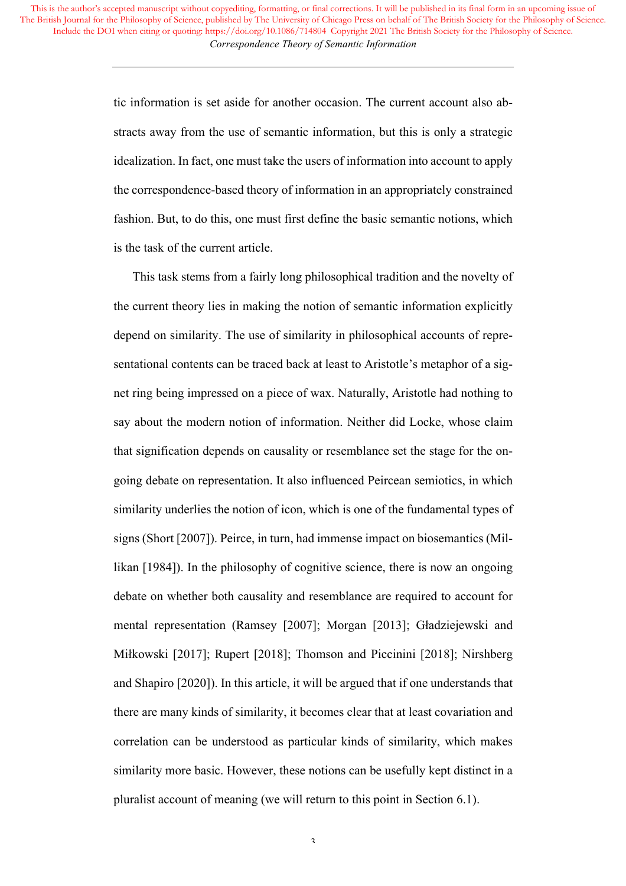tic information is set aside for another occasion. The current account also abstracts away from the use of semantic information, but this is only a strategic idealization. In fact, one must take the users of information into account to apply the correspondence-based theory of information in an appropriately constrained fashion. But, to do this, one must first define the basic semantic notions, which is the task of the current article.

This task stems from a fairly long philosophical tradition and the novelty of the current theory lies in making the notion of semantic information explicitly depend on similarity. The use of similarity in philosophical accounts of representational contents can be traced back at least to Aristotle's metaphor of a signet ring being impressed on a piece of wax. Naturally, Aristotle had nothing to say about the modern notion of information. Neither did Locke, whose claim that signification depends on causality or resemblance set the stage for the ongoing debate on representation. It also influenced Peircean semiotics, in which similarity underlies the notion of icon, which is one of the fundamental types of signs (Short [2007]). Peirce, in turn, had immense impact on biosemantics (Millikan [1984]). In the philosophy of cognitive science, there is now an ongoing debate on whether both causality and resemblance are required to account for mental representation (Ramsey [2007]; Morgan [2013]; Gładziejewski and Miłkowski [2017]; Rupert [2018]; Thomson and Piccinini [2018]; Nirshberg and Shapiro [2020]). In this article, it will be argued that if one understands that there are many kinds of similarity, it becomes clear that at least covariation and correlation can be understood as particular kinds of similarity, which makes similarity more basic. However, these notions can be usefully kept distinct in a pluralist account of meaning (we will return to this point in Section 6.1).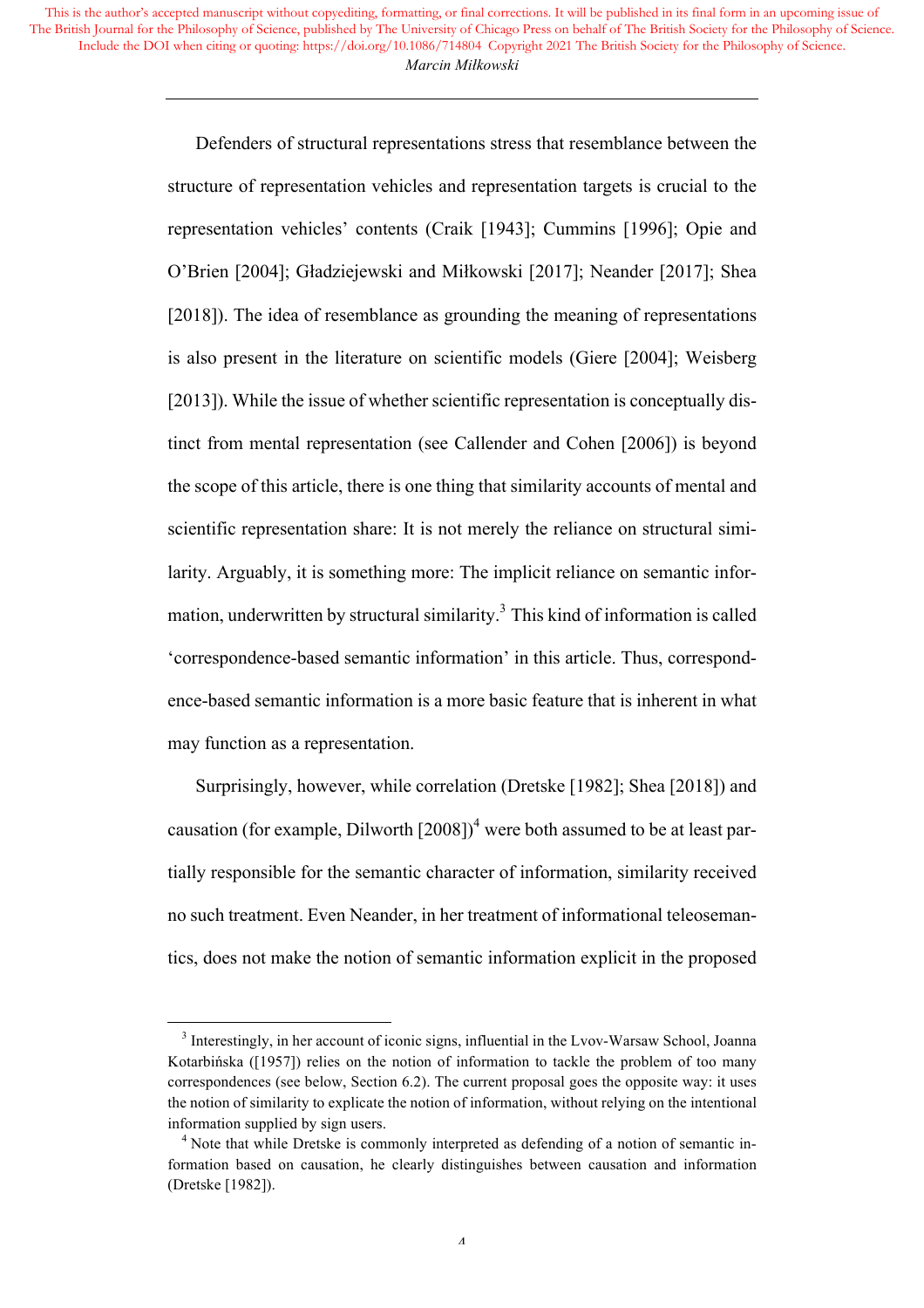Defenders of structural representations stress that resemblance between the structure of representation vehicles and representation targets is crucial to the representation vehicles' contents (Craik [1943]; Cummins [1996]; Opie and O'Brien [2004]; Gładziejewski and Miłkowski [2017]; Neander [2017]; Shea [2018]). The idea of resemblance as grounding the meaning of representations is also present in the literature on scientific models (Giere [2004]; Weisberg [2013]). While the issue of whether scientific representation is conceptually distinct from mental representation (see Callender and Cohen [2006]) is beyond the scope of this article, there is one thing that similarity accounts of mental and scientific representation share: It is not merely the reliance on structural similarity. Arguably, it is something more: The implicit reliance on semantic information, underwritten by structural similarity.[3] This kind of information is called 'correspondence-based semantic information' in this article. Thus, correspondence-based semantic information is a more basic feature that is inherent in what may function as a representation.

Surprisingly, however, while correlation (Dretske [1982]; Shea [2018]) and causation (for example, Dilworth [2008])[4] were both assumed to be at least partially responsible for the semantic character of information, similarity received no such treatment. Even Neander, in her treatment of informational teleosemantics, does not make the notion of semantic information explicit in the proposed

---

[3] Interestingly, in her account of iconic signs, influential in the Lvov-Warsaw School, Joanna Kotarbińska ([1957]) relies on the notion of information to tackle the problem of too many correspondences (see below, Section 6.2). The current proposal goes the opposite way: it uses the notion of similarity to explicate the notion of information, without relying on the intentional information supplied by sign users.

[4] Note that while Dretske is commonly interpreted as defending of a notion of semantic information based on causation, he clearly distinguishes between causation and information (Dretske [1982]).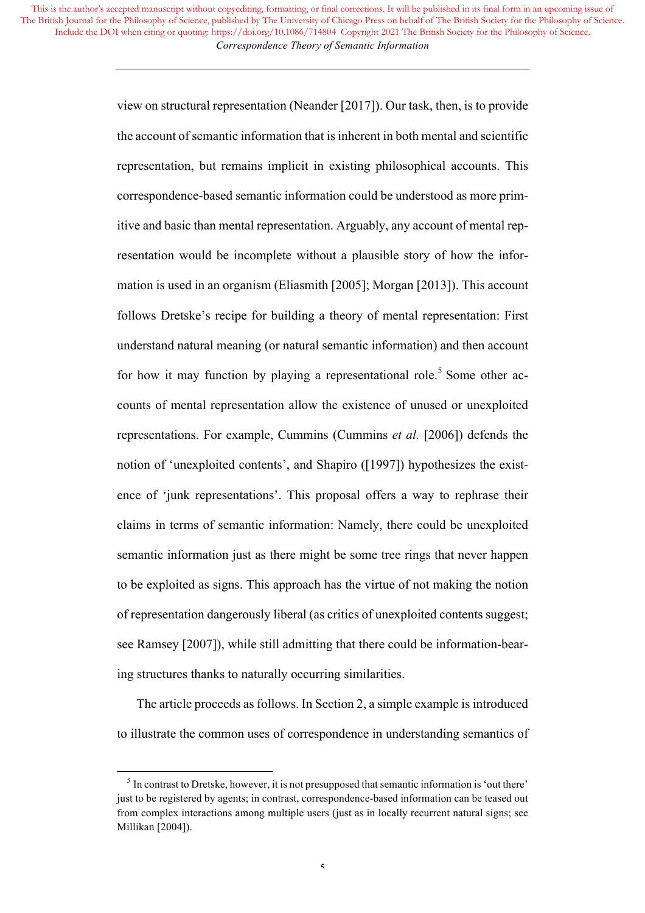view on structural representation (Neander [2017]). Our task, then, is to provide the account of semantic information that is inherent in both mental and scientific representation, but remains implicit in existing philosophical accounts. This correspondence-based semantic information could be understood as more primitive and basic than mental representation. Arguably, any account of mental representation would be incomplete without a plausible story of how the information is used in an organism (Eliasmith [2005]; Morgan [2013]). This account follows Dretske's recipe for building a theory of mental representation: First understand natural meaning (or natural semantic information) and then account for how it may function by playing a representational role.[5] Some other accounts of mental representation allow the existence of unused or unexploited representations. For example, Cummins (Cummins *et al.* [2006]) defends the notion of 'unexploited contents', and Shapiro ([1997]) hypothesizes the existence of 'junk representations'. This proposal offers a way to rephrase their claims in terms of semantic information: Namely, there could be unexploited semantic information just as there might be some tree rings that never happen to be exploited as signs. This approach has the virtue of not making the notion of representation dangerously liberal (as critics of unexploited contents suggest; see Ramsey [2007]), while still admitting that there could be information-bearing structures thanks to naturally occurring similarities.

The article proceeds as follows. In Section 2, a simple example is introduced to illustrate the common uses of correspondence in understanding semantics of

---

[5] In contrast to Dretske, however, it is not presupposed that semantic information is 'out there' just to be registered by agents; in contrast, correspondence-based information can be teased out from complex interactions among multiple users (just as in locally recurrent natural signs; see Millikan [2004]).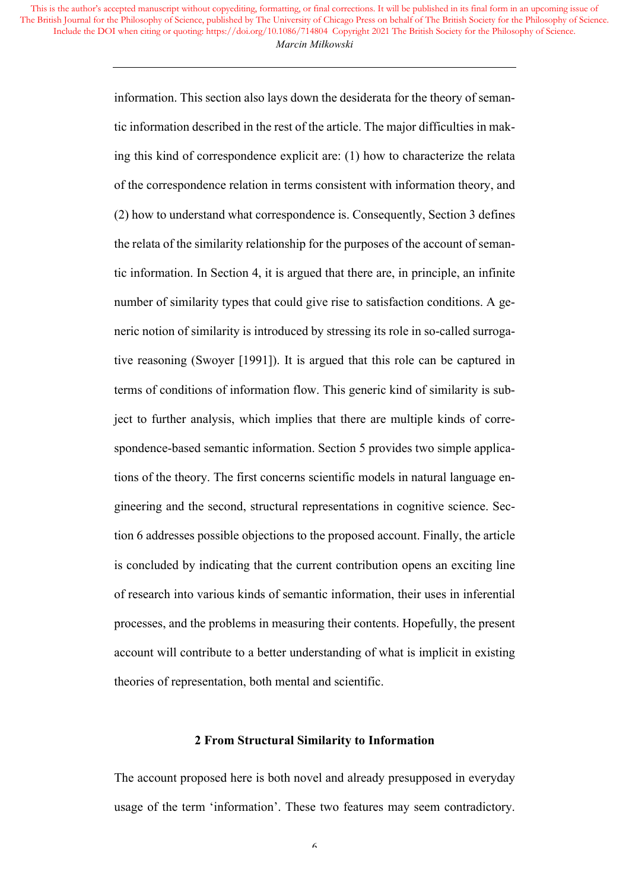information. This section also lays down the desiderata for the theory of semantic information described in the rest of the article. The major difficulties in making this kind of correspondence explicit are: (1) how to characterize the relata of the correspondence relation in terms consistent with information theory, and (2) how to understand what correspondence is. Consequently, Section 3 defines the relata of the similarity relationship for the purposes of the account of semantic information. In Section 4, it is argued that there are, in principle, an infinite number of similarity types that could give rise to satisfaction conditions. A generic notion of similarity is introduced by stressing its role in so-called surrogative reasoning (Swoyer [1991]). It is argued that this role can be captured in terms of conditions of information flow. This generic kind of similarity is subject to further analysis, which implies that there are multiple kinds of correspondence-based semantic information. Section 5 provides two simple applications of the theory. The first concerns scientific models in natural language engineering and the second, structural representations in cognitive science. Section 6 addresses possible objections to the proposed account. Finally, the article is concluded by indicating that the current contribution opens an exciting line of research into various kinds of semantic information, their uses in inferential processes, and the problems in measuring their contents. Hopefully, the present account will contribute to a better understanding of what is implicit in existing theories of representation, both mental and scientific.

## 2 From Structural Similarity to Information

The account proposed here is both novel and already presupposed in everyday usage of the term 'information'. These two features may seem contradictory.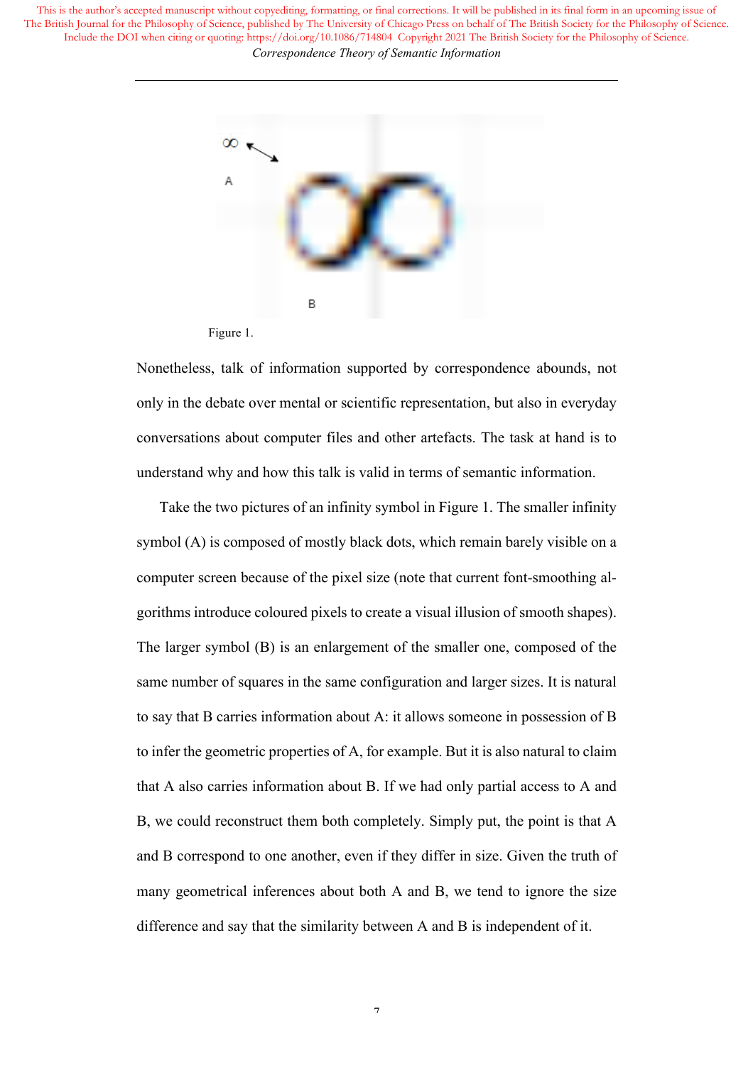Figure 1.

Nonetheless, talk of information supported by correspondence abounds, not only in the debate over mental or scientific representation, but also in everyday conversations about computer files and other artefacts. The task at hand is to understand why and how this talk is valid in terms of semantic information.

Take the two pictures of an infinity symbol in Figure 1. The smaller infinity symbol (A) is composed of mostly black dots, which remain barely visible on a computer screen because of the pixel size (note that current font-smoothing algorithms introduce coloured pixels to create a visual illusion of smooth shapes). The larger symbol (B) is an enlargement of the smaller one, composed of the same number of squares in the same configuration and larger sizes. It is natural to say that B carries information about A: it allows someone in possession of B to infer the geometric properties of A, for example. But it is also natural to claim that A also carries information about B. If we had only partial access to A and B, we could reconstruct them both completely. Simply put, the point is that A and B correspond to one another, even if they differ in size. Given the truth of many geometrical inferences about both A and B, we tend to ignore the size difference and say that the similarity between A and B is independent of it.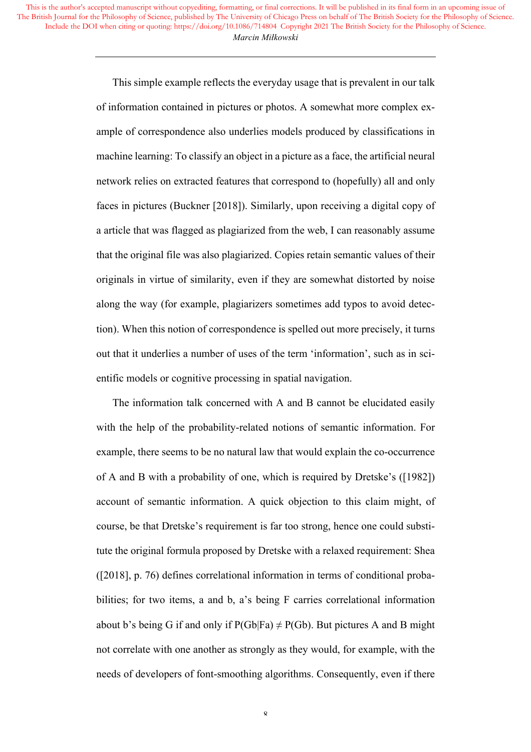This simple example reflects the everyday usage that is prevalent in our talk of information contained in pictures or photos. A somewhat more complex example of correspondence also underlies models produced by classifications in machine learning: To classify an object in a picture as a face, the artificial neural network relies on extracted features that correspond to (hopefully) all and only faces in pictures (Buckner [2018]). Similarly, upon receiving a digital copy of a article that was flagged as plagiarized from the web, I can reasonably assume that the original file was also plagiarized. Copies retain semantic values of their originals in virtue of similarity, even if they are somewhat distorted by noise along the way (for example, plagiarizers sometimes add typos to avoid detection). When this notion of correspondence is spelled out more precisely, it turns out that it underlies a number of uses of the term 'information', such as in scientific models or cognitive processing in spatial navigation.

The information talk concerned with A and B cannot be elucidated easily with the help of the probability-related notions of semantic information. For example, there seems to be no natural law that would explain the co-occurrence of A and B with a probability of one, which is required by Dretske's ([1982]) account of semantic information. A quick objection to this claim might, of course, be that Dretske's requirement is far too strong, hence one could substitute the original formula proposed by Dretske with a relaxed requirement: Shea ([2018], p. 76) defines correlational information in terms of conditional probabilities; for two items, a and b, a's being F carries correlational information about b's being G if and only if $P(Gb|Fa) \neq P(Gb)$. But pictures A and B might not correlate with one another as strongly as they would, for example, with the needs of developers of font-smoothing algorithms. Consequently, even if there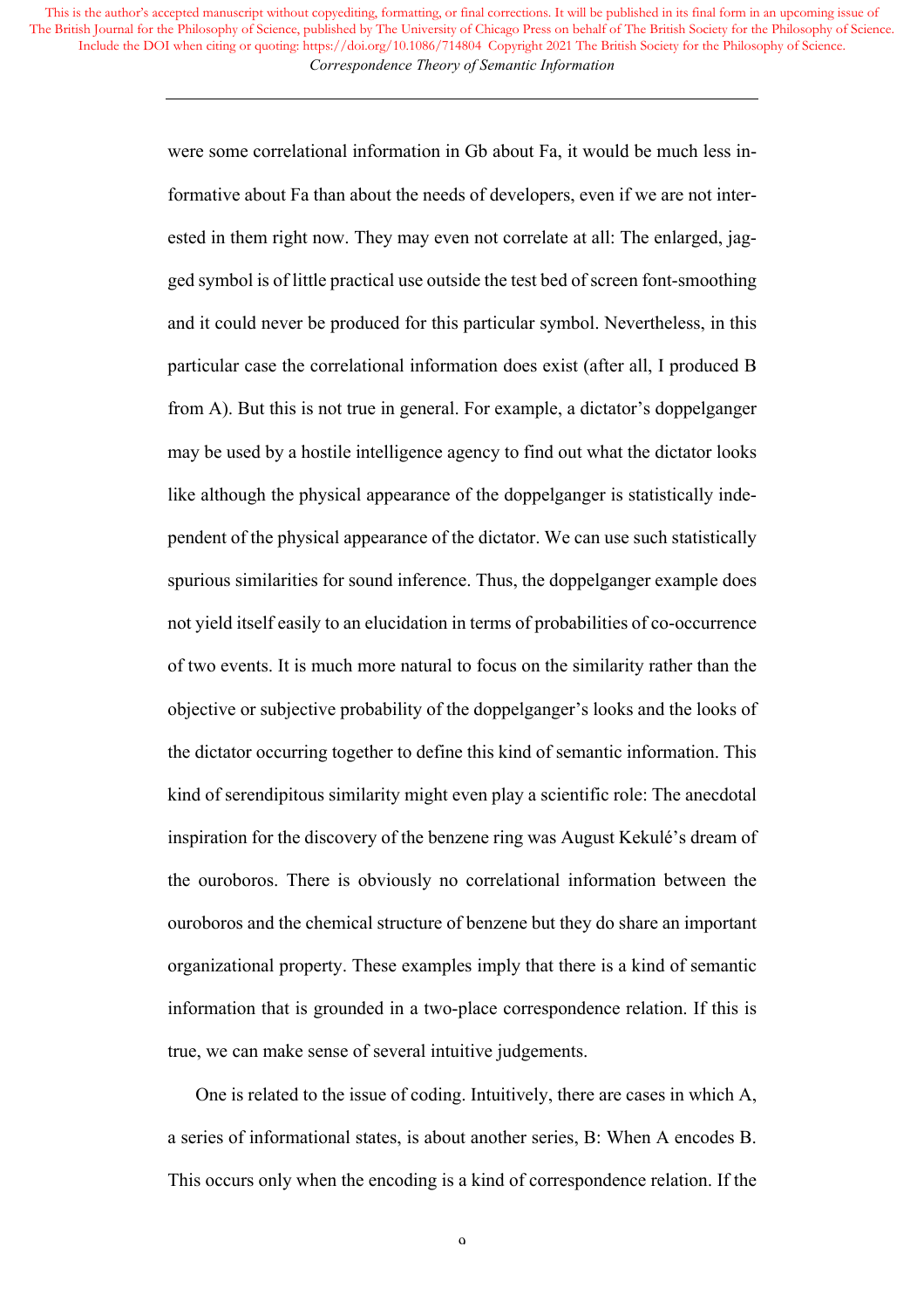were some correlational information in Gb about Fa, it would be much less informative about Fa than about the needs of developers, even if we are not interested in them right now. They may even not correlate at all: The enlarged, jagged symbol is of little practical use outside the test bed of screen font-smoothing and it could never be produced for this particular symbol. Nevertheless, in this particular case the correlational information does exist (after all, I produced B from A). But this is not true in general. For example, a dictator's doppelganger may be used by a hostile intelligence agency to find out what the dictator looks like although the physical appearance of the doppelganger is statistically independent of the physical appearance of the dictator. We can use such statistically spurious similarities for sound inference. Thus, the doppelganger example does not yield itself easily to an elucidation in terms of probabilities of co-occurrence of two events. It is much more natural to focus on the similarity rather than the objective or subjective probability of the doppelganger's looks and the looks of the dictator occurring together to define this kind of semantic information. This kind of serendipitous similarity might even play a scientific role: The anecdotal inspiration for the discovery of the benzene ring was August Kekulé's dream of the ouroboros. There is obviously no correlational information between the ouroboros and the chemical structure of benzene but they do share an important organizational property. These examples imply that there is a kind of semantic information that is grounded in a two-place correspondence relation. If this is true, we can make sense of several intuitive judgements.

One is related to the issue of coding. Intuitively, there are cases in which A, a series of informational states, is about another series, B: When A encodes B. This occurs only when the encoding is a kind of correspondence relation. If the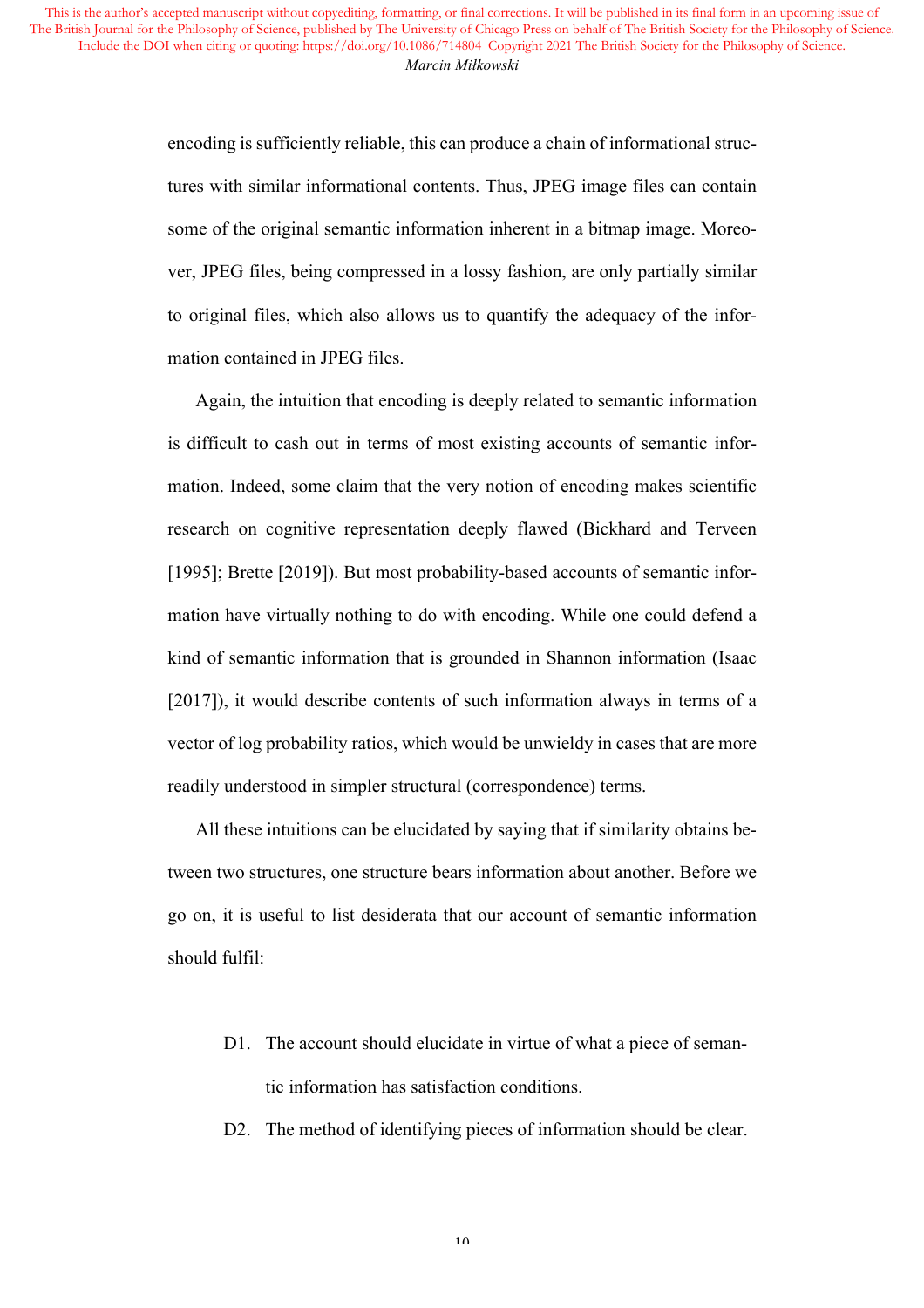encoding is sufficiently reliable, this can produce a chain of informational structures with similar informational contents. Thus, JPEG image files can contain some of the original semantic information inherent in a bitmap image. Moreover, JPEG files, being compressed in a lossy fashion, are only partially similar to original files, which also allows us to quantify the adequacy of the information contained in JPEG files.

Again, the intuition that encoding is deeply related to semantic information is difficult to cash out in terms of most existing accounts of semantic information. Indeed, some claim that the very notion of encoding makes scientific research on cognitive representation deeply flawed (Bickhard and Terveen [1995]; Brette [2019]). But most probability-based accounts of semantic information have virtually nothing to do with encoding. While one could defend a kind of semantic information that is grounded in Shannon information (Isaac [2017]), it would describe contents of such information always in terms of a vector of log probability ratios, which would be unwieldy in cases that are more readily understood in simpler structural (correspondence) terms.

All these intuitions can be elucidated by saying that if similarity obtains between two structures, one structure bears information about another. Before we go on, it is useful to list desiderata that our account of semantic information should fulfil:

- D1. The account should elucidate in virtue of what a piece of semantic information has satisfaction conditions.
- D2. The method of identifying pieces of information should be clear.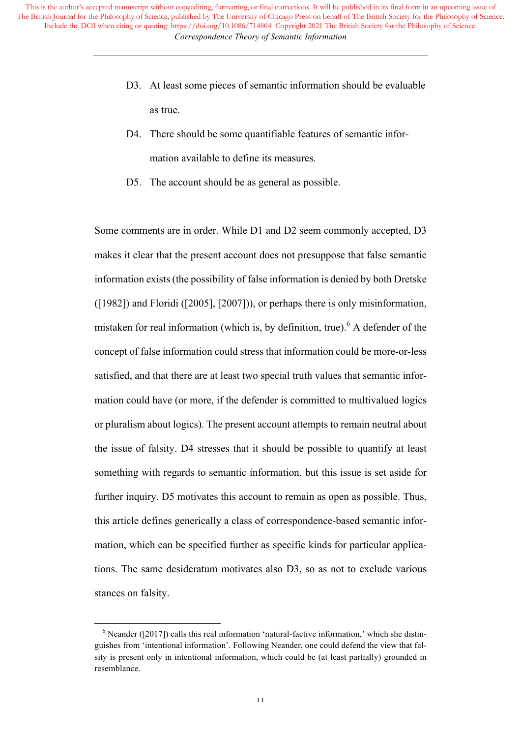D3. At least some pieces of semantic information should be evaluable as true.

D4. There should be some quantifiable features of semantic information available to define its measures.

D5. The account should be as general as possible.

Some comments are in order. While D1 and D2 seem commonly accepted, D3 makes it clear that the present account does not presuppose that false semantic information exists (the possibility of false information is denied by both Dretske ([1982]) and Floridi ([2005], [2007])), or perhaps there is only misinformation, mistaken for real information (which is, by definition, true).[6] A defender of the concept of false information could stress that information could be more-or-less satisfied, and that there are at least two special truth values that semantic information could have (or more, if the defender is committed to multivalued logics or pluralism about logics). The present account attempts to remain neutral about the issue of falsity. D4 stresses that it should be possible to quantify at least something with regards to semantic information, but this issue is set aside for further inquiry. D5 motivates this account to remain as open as possible. Thus, this article defines generically a class of correspondence-based semantic information, which can be specified further as specific kinds for particular applications. The same desideratum motivates also D3, so as not to exclude various stances on falsity.

[6] Neander ([2017]) calls this real information 'natural-factive information,' which she distinguishes from 'intentional information'. Following Neander, one could defend the view that falsity is present only in intentional information, which could be (at least partially) grounded in resemblance.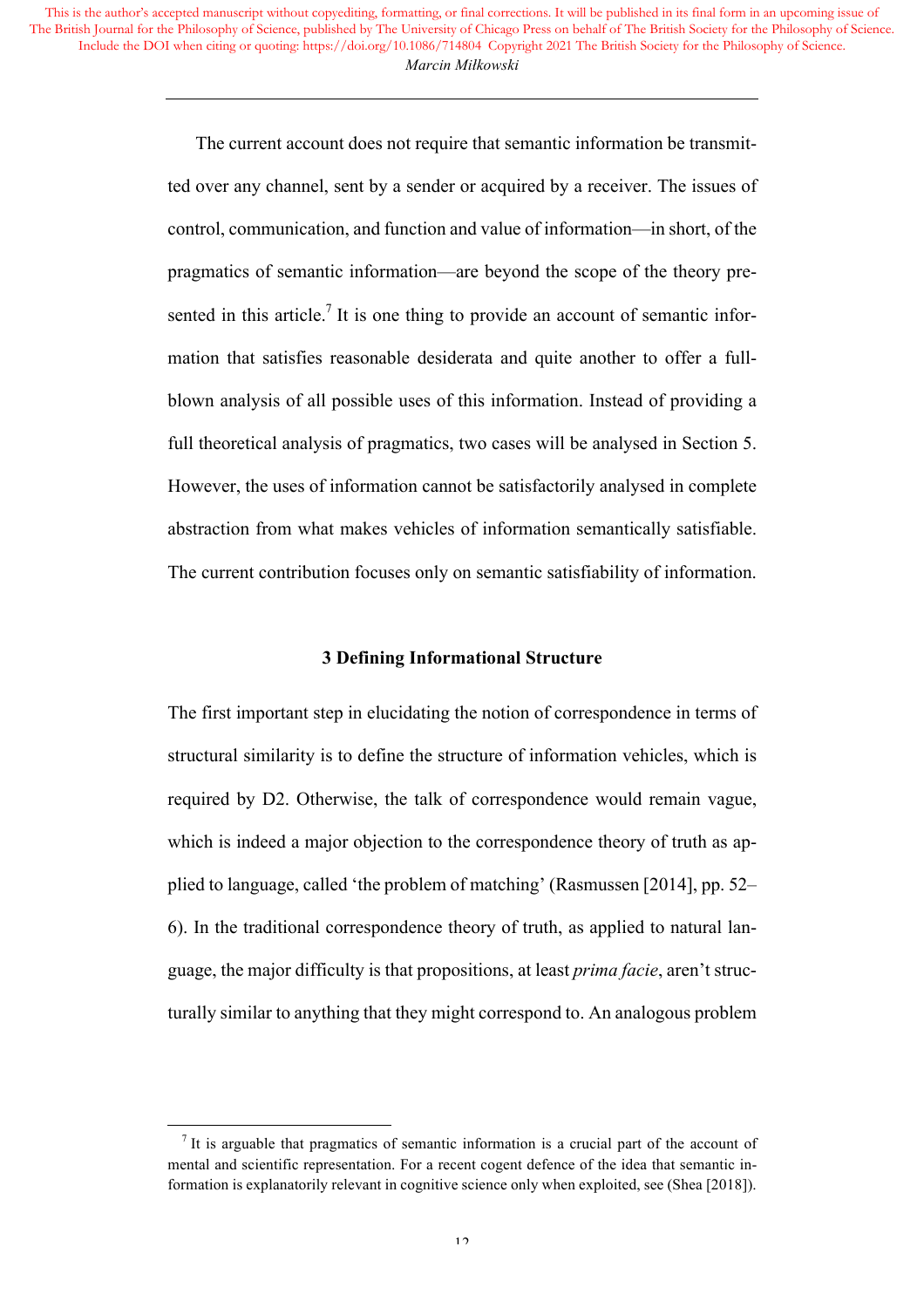The current account does not require that semantic information be transmitted over any channel, sent by a sender or acquired by a receiver. The issues of control, communication, and function and value of information—in short, of the pragmatics of semantic information—are beyond the scope of the theory presented in this article.[7] It is one thing to provide an account of semantic information that satisfies reasonable desiderata and quite another to offer a full-blown analysis of all possible uses of this information. Instead of providing a full theoretical analysis of pragmatics, two cases will be analysed in Section 5. However, the uses of information cannot be satisfactorily analysed in complete abstraction from what makes vehicles of information semantically satisfiable. The current contribution focuses only on semantic satisfiability of information.

## 3 Defining Informational Structure

The first important step in elucidating the notion of correspondence in terms of structural similarity is to define the structure of information vehicles, which is required by D2. Otherwise, the talk of correspondence would remain vague, which is indeed a major objection to the correspondence theory of truth as applied to language, called 'the problem of matching' (Rasmussen [2014], pp. 52–6). In the traditional correspondence theory of truth, as applied to natural language, the major difficulty is that propositions, at least *prima facie*, aren't structurally similar to anything that they might correspond to. An analogous problem

[7] It is arguable that pragmatics of semantic information is a crucial part of the account of mental and scientific representation. For a recent cogent defence of the idea that semantic information is explanatorily relevant in cognitive science only when exploited, see (Shea [2018]).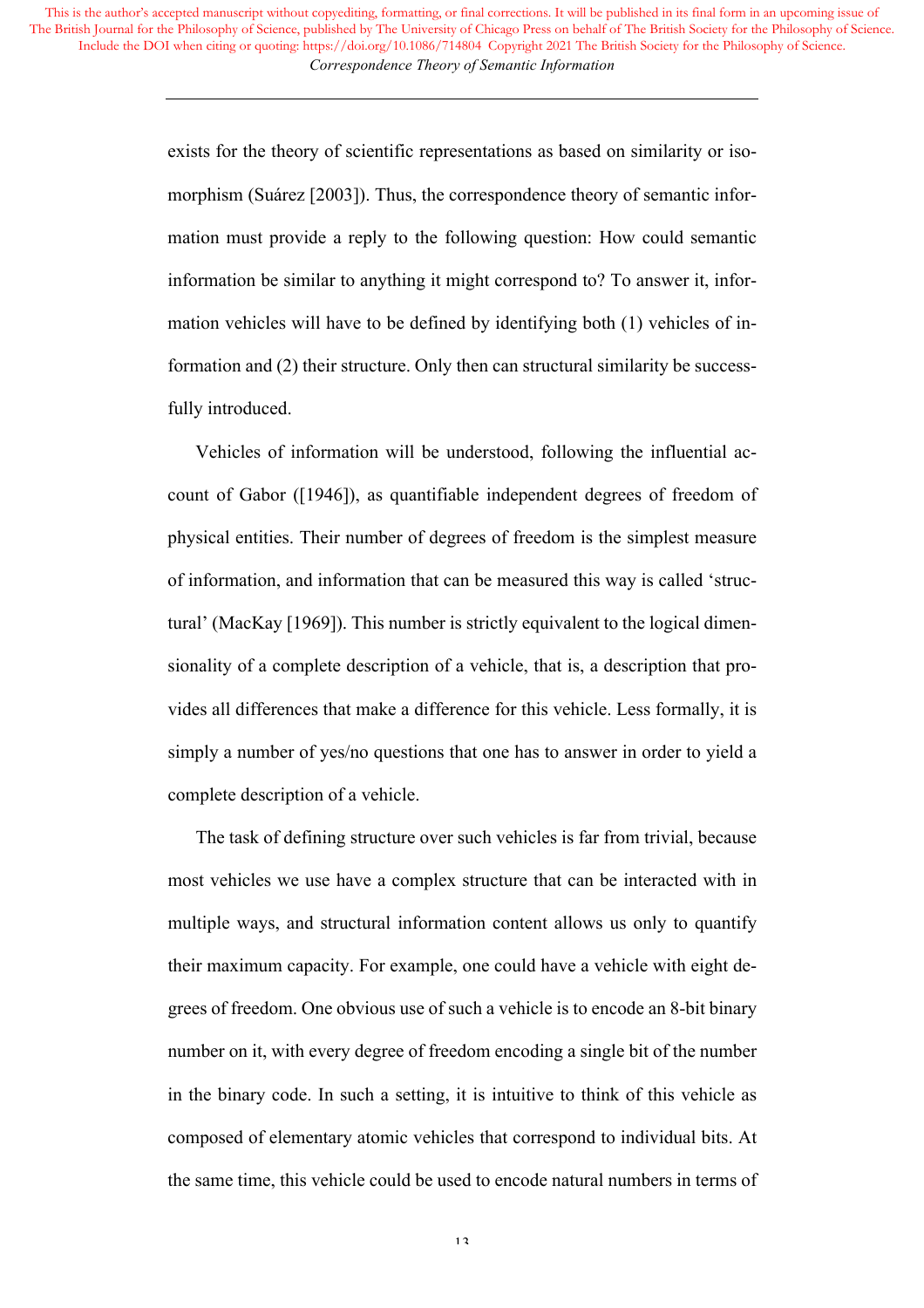exists for the theory of scientific representations as based on similarity or isomorphism (Suárez [2003]). Thus, the correspondence theory of semantic information must provide a reply to the following question: How could semantic information be similar to anything it might correspond to? To answer it, information vehicles will have to be defined by identifying both (1) vehicles of information and (2) their structure. Only then can structural similarity be successfully introduced.

Vehicles of information will be understood, following the influential account of Gabor ([1946]), as quantifiable independent degrees of freedom of physical entities. Their number of degrees of freedom is the simplest measure of information, and information that can be measured this way is called 'structural' (MacKay [1969]). This number is strictly equivalent to the logical dimensionality of a complete description of a vehicle, that is, a description that provides all differences that make a difference for this vehicle. Less formally, it is simply a number of yes/no questions that one has to answer in order to yield a complete description of a vehicle.

The task of defining structure over such vehicles is far from trivial, because most vehicles we use have a complex structure that can be interacted with in multiple ways, and structural information content allows us only to quantify their maximum capacity. For example, one could have a vehicle with eight degrees of freedom. One obvious use of such a vehicle is to encode an 8-bit binary number on it, with every degree of freedom encoding a single bit of the number in the binary code. In such a setting, it is intuitive to think of this vehicle as composed of elementary atomic vehicles that correspond to individual bits. At the same time, this vehicle could be used to encode natural numbers in terms of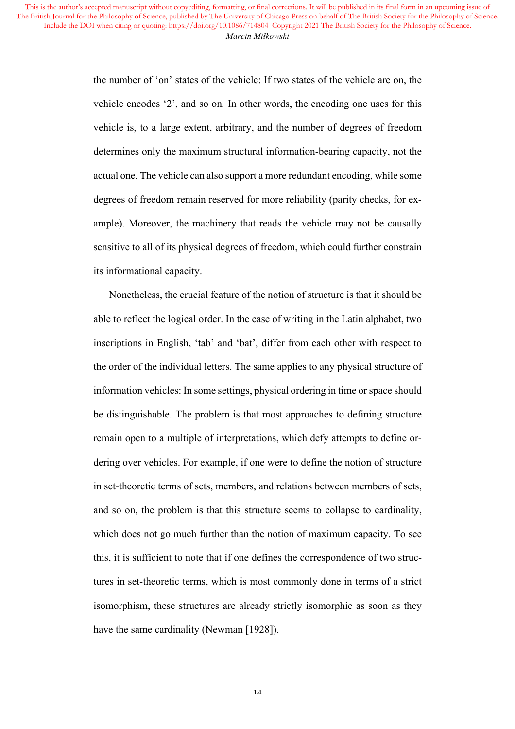the number of 'on' states of the vehicle: If two states of the vehicle are on, the vehicle encodes '2', and so on. In other words, the encoding one uses for this vehicle is, to a large extent, arbitrary, and the number of degrees of freedom determines only the maximum structural information-bearing capacity, not the actual one. The vehicle can also support a more redundant encoding, while some degrees of freedom remain reserved for more reliability (parity checks, for example). Moreover, the machinery that reads the vehicle may not be causally sensitive to all of its physical degrees of freedom, which could further constrain its informational capacity.

Nonetheless, the crucial feature of the notion of structure is that it should be able to reflect the logical order. In the case of writing in the Latin alphabet, two inscriptions in English, 'tab' and 'bat', differ from each other with respect to the order of the individual letters. The same applies to any physical structure of information vehicles: In some settings, physical ordering in time or space should be distinguishable. The problem is that most approaches to defining structure remain open to a multiple of interpretations, which defy attempts to define ordering over vehicles. For example, if one were to define the notion of structure in set-theoretic terms of sets, members, and relations between members of sets, and so on, the problem is that this structure seems to collapse to cardinality, which does not go much further than the notion of maximum capacity. To see this, it is sufficient to note that if one defines the correspondence of two structures in set-theoretic terms, which is most commonly done in terms of a strict isomorphism, these structures are already strictly isomorphic as soon as they have the same cardinality (Newman [1928]).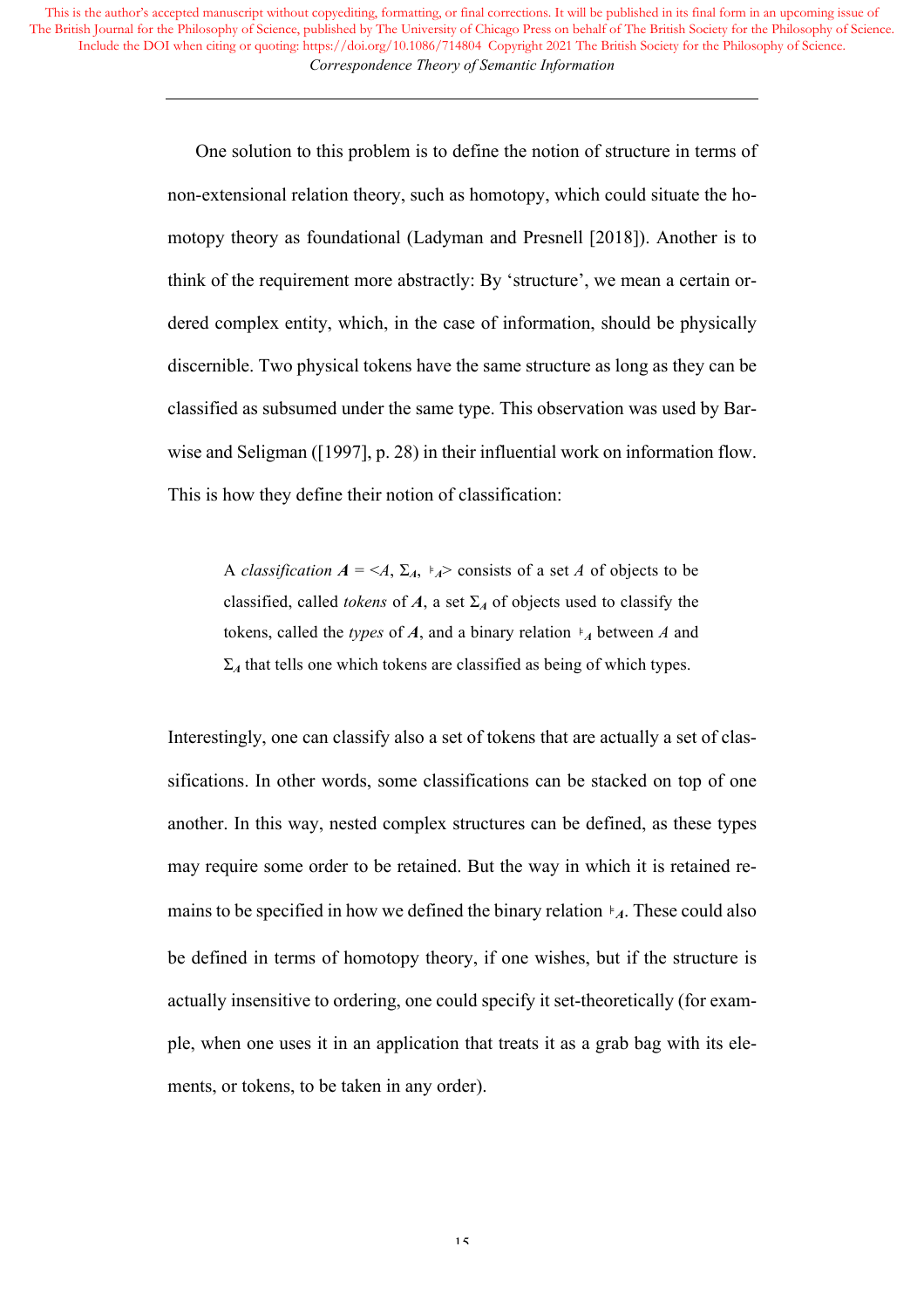One solution to this problem is to define the notion of structure in terms of non-extensional relation theory, such as homotopy, which could situate the homotopy theory as foundational (Ladyman and Presnell [2018]). Another is to think of the requirement more abstractly: By 'structure', we mean a certain ordered complex entity, which, in the case of information, should be physically discernible. Two physical tokens have the same structure as long as they can be classified as subsumed under the same type. This observation was used by Barwise and Seligman ([1997], p. 28) in their influential work on information flow. This is how they define their notion of classification:

> A *classification* $\boldsymbol{A} = \langle A, \Sigma_{\boldsymbol{A}}, \models_{\boldsymbol{A}} \rangle$ consists of a set $A$ of objects to be classified, called *tokens* of $\boldsymbol{A}$, a set $\Sigma_{\boldsymbol{A}}$ of objects used to classify the tokens, called the *types* of $\boldsymbol{A}$, and a binary relation $\models_{\boldsymbol{A}}$ between $A$ and $\Sigma_{\boldsymbol{A}}$ that tells one which tokens are classified as being of which types.

Interestingly, one can classify also a set of tokens that are actually a set of classifications. In other words, some classifications can be stacked on top of one another. In this way, nested complex structures can be defined, as these types may require some order to be retained. But the way in which it is retained remains to be specified in how we defined the binary relation $\models_{\boldsymbol{A}}$. These could also be defined in terms of homotopy theory, if one wishes, but if the structure is actually insensitive to ordering, one could specify it set-theoretically (for example, when one uses it in an application that treats it as a grab bag with its elements, or tokens, to be taken in any order).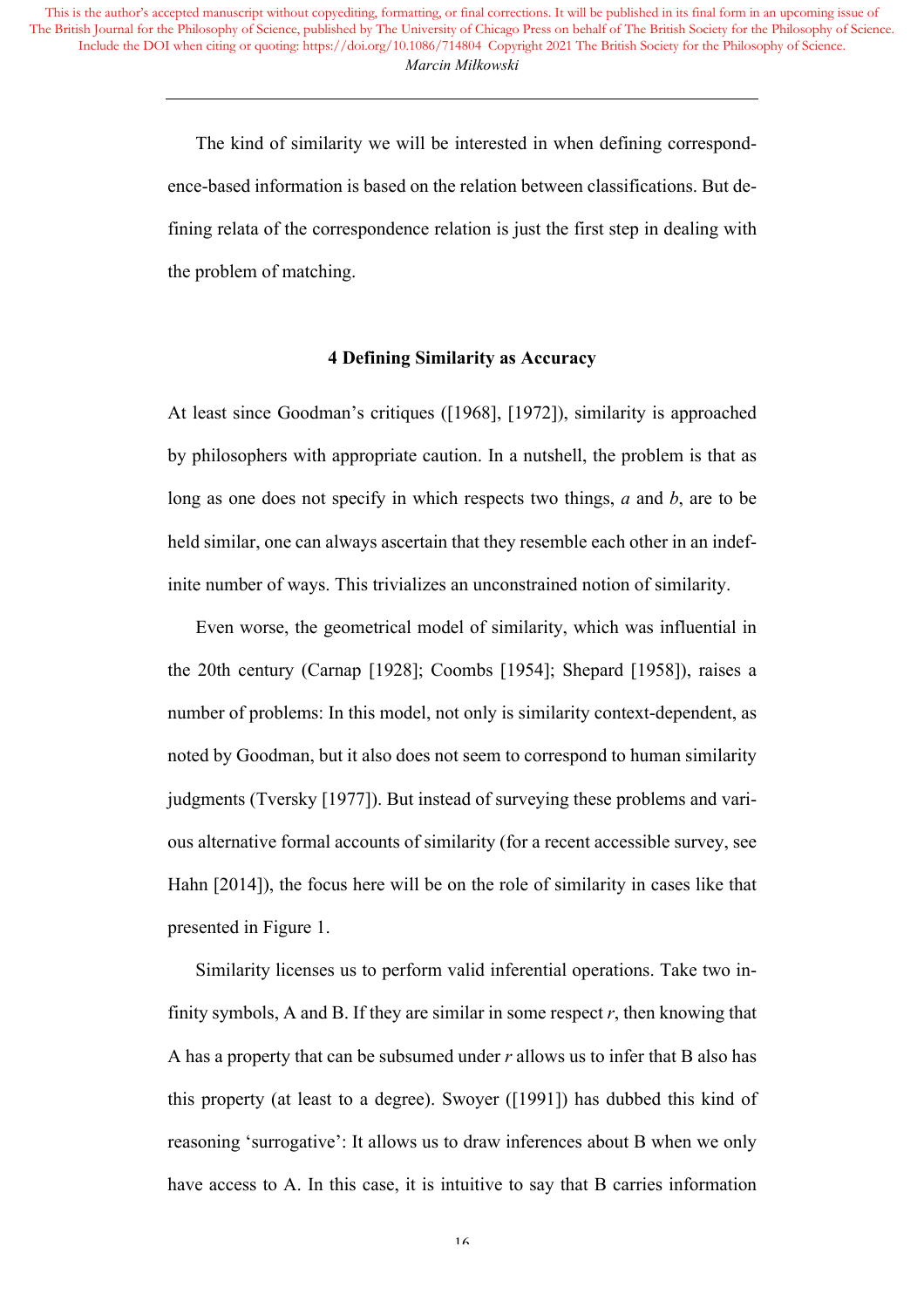The kind of similarity we will be interested in when defining correspondence-based information is based on the relation between classifications. But defining relata of the correspondence relation is just the first step in dealing with the problem of matching.

## 4 Defining Similarity as Accuracy

At least since Goodman's critiques ([1968], [1972]), similarity is approached by philosophers with appropriate caution. In a nutshell, the problem is that as long as one does not specify in which respects two things, *a* and *b*, are to be held similar, one can always ascertain that they resemble each other in an indefinite number of ways. This trivializes an unconstrained notion of similarity.

Even worse, the geometrical model of similarity, which was influential in the 20th century (Carnap [1928]; Coombs [1954]; Shepard [1958]), raises a number of problems: In this model, not only is similarity context-dependent, as noted by Goodman, but it also does not seem to correspond to human similarity judgments (Tversky [1977]). But instead of surveying these problems and various alternative formal accounts of similarity (for a recent accessible survey, see Hahn [2014]), the focus here will be on the role of similarity in cases like that presented in Figure 1.

Similarity licenses us to perform valid inferential operations. Take two infinity symbols, A and B. If they are similar in some respect *r*, then knowing that A has a property that can be subsumed under *r* allows us to infer that B also has this property (at least to a degree). Swoyer ([1991]) has dubbed this kind of reasoning 'surrogative': It allows us to draw inferences about B when we only have access to A. In this case, it is intuitive to say that B carries information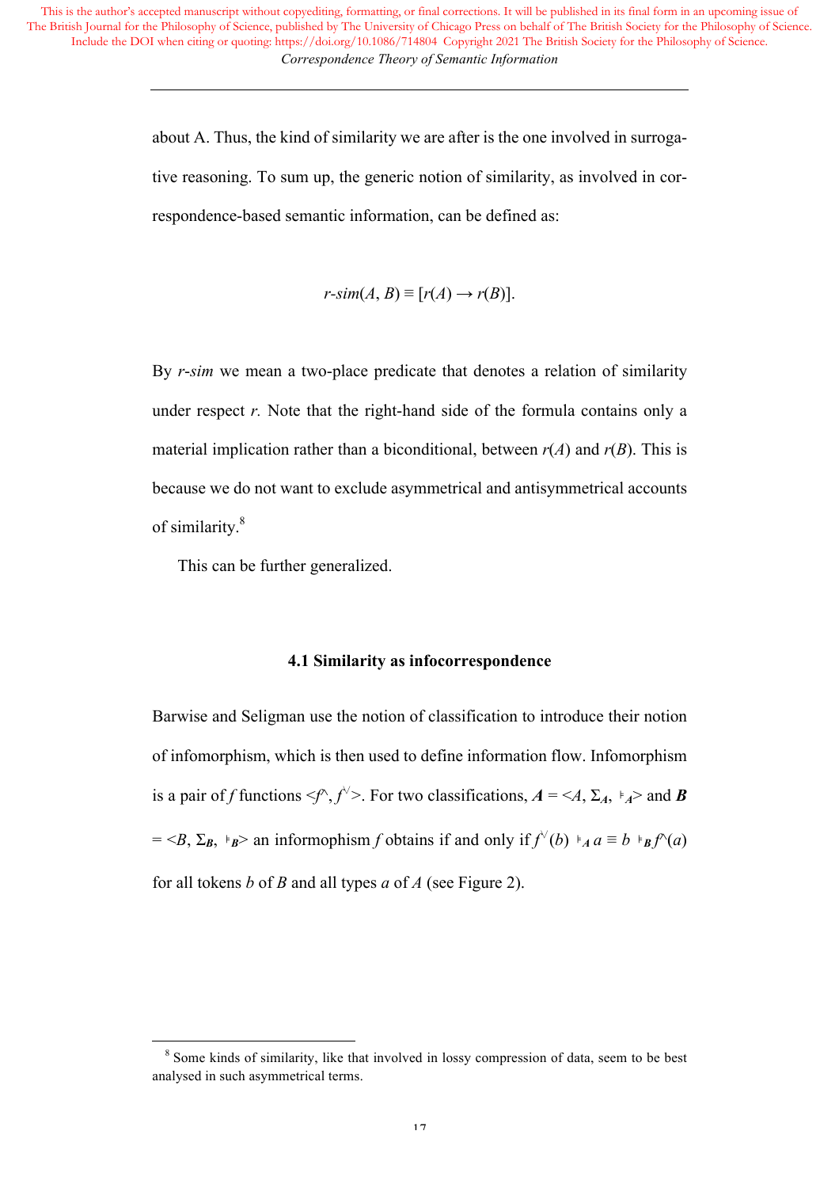about A. Thus, the kind of similarity we are after is the one involved in surrogative reasoning. To sum up, the generic notion of similarity, as involved in correspondence-based semantic information, can be defined as:

$$r\text{-}sim(A, B) \equiv [r(A) \rightarrow r(B)].$$

By *r-sim* we mean a two-place predicate that denotes a relation of similarity under respect *r.* Note that the right-hand side of the formula contains only a material implication rather than a biconditional, between $r(A)$ and $r(B)$. This is because we do not want to exclude asymmetrical and antisymmetrical accounts of similarity.[8]

This can be further generalized.

### 4.1 Similarity as infocorrespondence

Barwise and Seligman use the notion of classification to introduce their notion of infomorphism, which is then used to define information flow. Infomorphism is a pair of *f* functions $<f^{\wedge}, f^{\vee}>$. For two classifications, $\boldsymbol{A} = <A, \Sigma_{\boldsymbol{A}}, \models_{\boldsymbol{A}}>$ and $\boldsymbol{B} = <B, \Sigma_{\boldsymbol{B}}, \models_{\boldsymbol{B}}>$ an informophism *f* obtains if and only if $f^{\vee}(b) \models_{\boldsymbol{A}} a \equiv b \models_{\boldsymbol{B}} f^{\wedge}(a)$ for all tokens *b* of *B* and all types *a* of *A* (see Figure 2).

[8] Some kinds of similarity, like that involved in lossy compression of data, seem to be best analysed in such asymmetrical terms.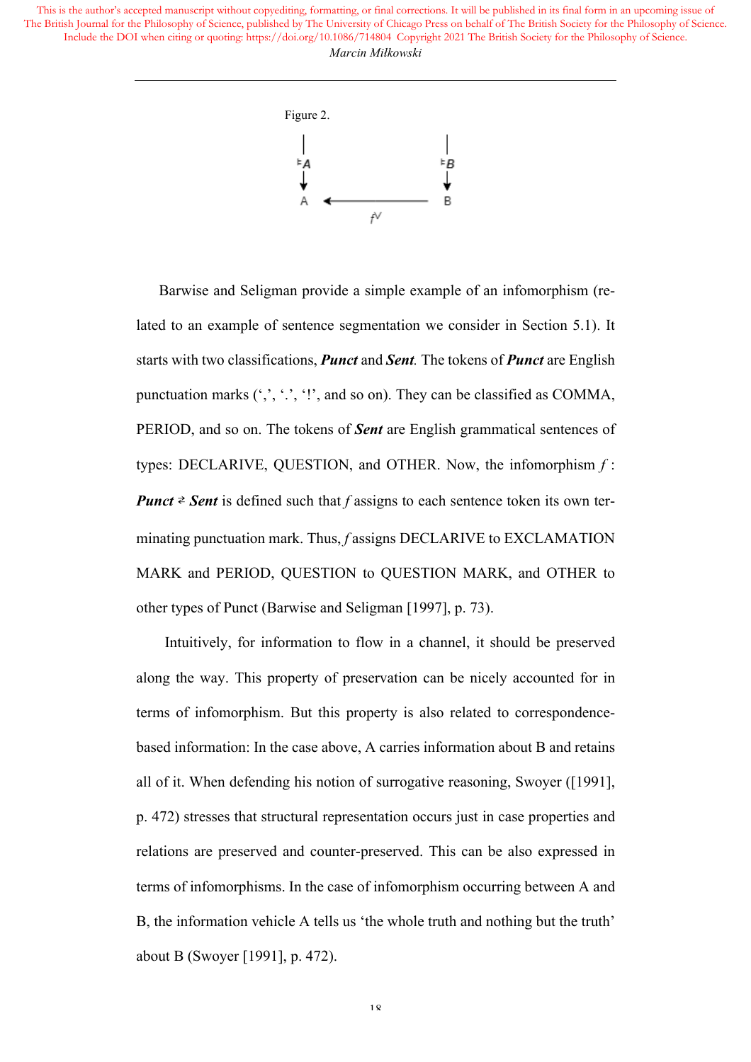Figure 2.

Barwise and Seligman provide a simple example of an infomorphism (related to an example of sentence segmentation we consider in Section 5.1). It starts with two classifications, ***Punct*** and ***Sent***. The tokens of ***Punct*** are English punctuation marks (',', '.', '!', and so on). They can be classified as COMMA, PERIOD, and so on. The tokens of ***Sent*** are English grammatical sentences of types: DECLARIVE, QUESTION, and OTHER. Now, the infomorphism $f$ : ***Punct*** $\rightleftarrows$ ***Sent*** is defined such that $f$ assigns to each sentence token its own terminating punctuation mark. Thus, $f$ assigns DECLARIVE to EXCLAMATION MARK and PERIOD, QUESTION to QUESTION MARK, and OTHER to other types of Punct (Barwise and Seligman [1997], p. 73).

Intuitively, for information to flow in a channel, it should be preserved along the way. This property of preservation can be nicely accounted for in terms of infomorphism. But this property is also related to correspondence-based information: In the case above, A carries information about B and retains all of it. When defending his notion of surrogative reasoning, Swoyer ([1991], p. 472) stresses that structural representation occurs just in case properties and relations are preserved and counter-preserved. This can be also expressed in terms of infomorphisms. In the case of infomorphism occurring between A and B, the information vehicle A tells us 'the whole truth and nothing but the truth' about B (Swoyer [1991], p. 472).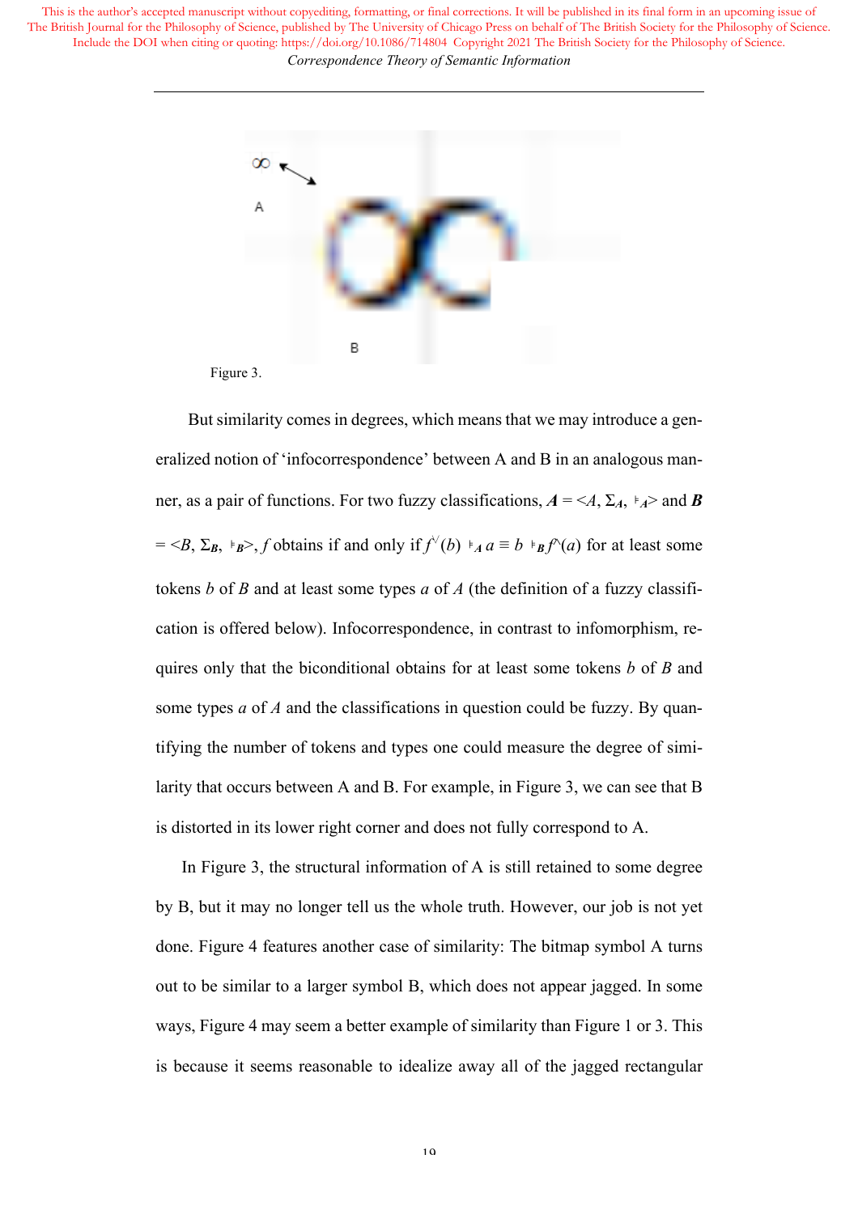Figure 3.

But similarity comes in degrees, which means that we may introduce a generalized notion of 'infocorrespondence' between A and B in an analogous manner, as a pair of functions. For two fuzzy classifications, $\boldsymbol{A} = \langle A, \Sigma_A, \vDash_A \rangle$ and $\boldsymbol{B} = \langle B, \Sigma_B, \vDash_B \rangle$, $f$ obtains if and only if $f^{\vee}(b) \vDash_A a \equiv b \vDash_B f^{\wedge}(a)$ for at least some tokens $b$ of $B$ and at least some types $a$ of $A$ (the definition of a fuzzy classification is offered below). Infocorrespondence, in contrast to infomorphism, requires only that the biconditional obtains for at least some tokens $b$ of $B$ and some types $a$ of $A$ and the classifications in question could be fuzzy. By quantifying the number of tokens and types one could measure the degree of similarity that occurs between A and B. For example, in Figure 3, we can see that B is distorted in its lower right corner and does not fully correspond to A.

In Figure 3, the structural information of A is still retained to some degree by B, but it may no longer tell us the whole truth. However, our job is not yet done. Figure 4 features another case of similarity: The bitmap symbol A turns out to be similar to a larger symbol B, which does not appear jagged. In some ways, Figure 4 may seem a better example of similarity than Figure 1 or 3. This is because it seems reasonable to idealize away all of the jagged rectangular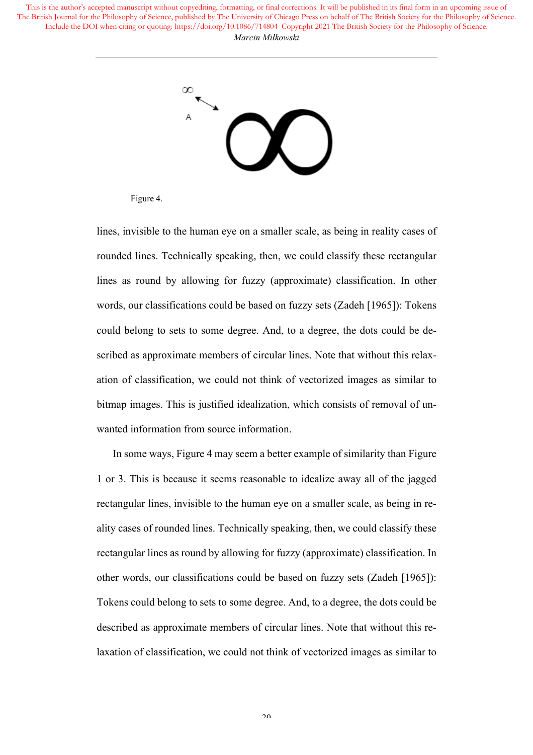Figure 4.

lines, invisible to the human eye on a smaller scale, as being in reality cases of rounded lines. Technically speaking, then, we could classify these rectangular lines as round by allowing for fuzzy (approximate) classification. In other words, our classifications could be based on fuzzy sets (Zadeh [1965]): Tokens could belong to sets to some degree. And, to a degree, the dots could be described as approximate members of circular lines. Note that without this relaxation of classification, we could not think of vectorized images as similar to bitmap images. This is justified idealization, which consists of removal of unwanted information from source information.

In some ways, Figure 4 may seem a better example of similarity than Figure 1 or 3. This is because it seems reasonable to idealize away all of the jagged rectangular lines, invisible to the human eye on a smaller scale, as being in reality cases of rounded lines. Technically speaking, then, we could classify these rectangular lines as round by allowing for fuzzy (approximate) classification. In other words, our classifications could be based on fuzzy sets (Zadeh [1965]): Tokens could belong to sets to some degree. And, to a degree, the dots could be described as approximate members of circular lines. Note that without this relaxation of classification, we could not think of vectorized images as similar to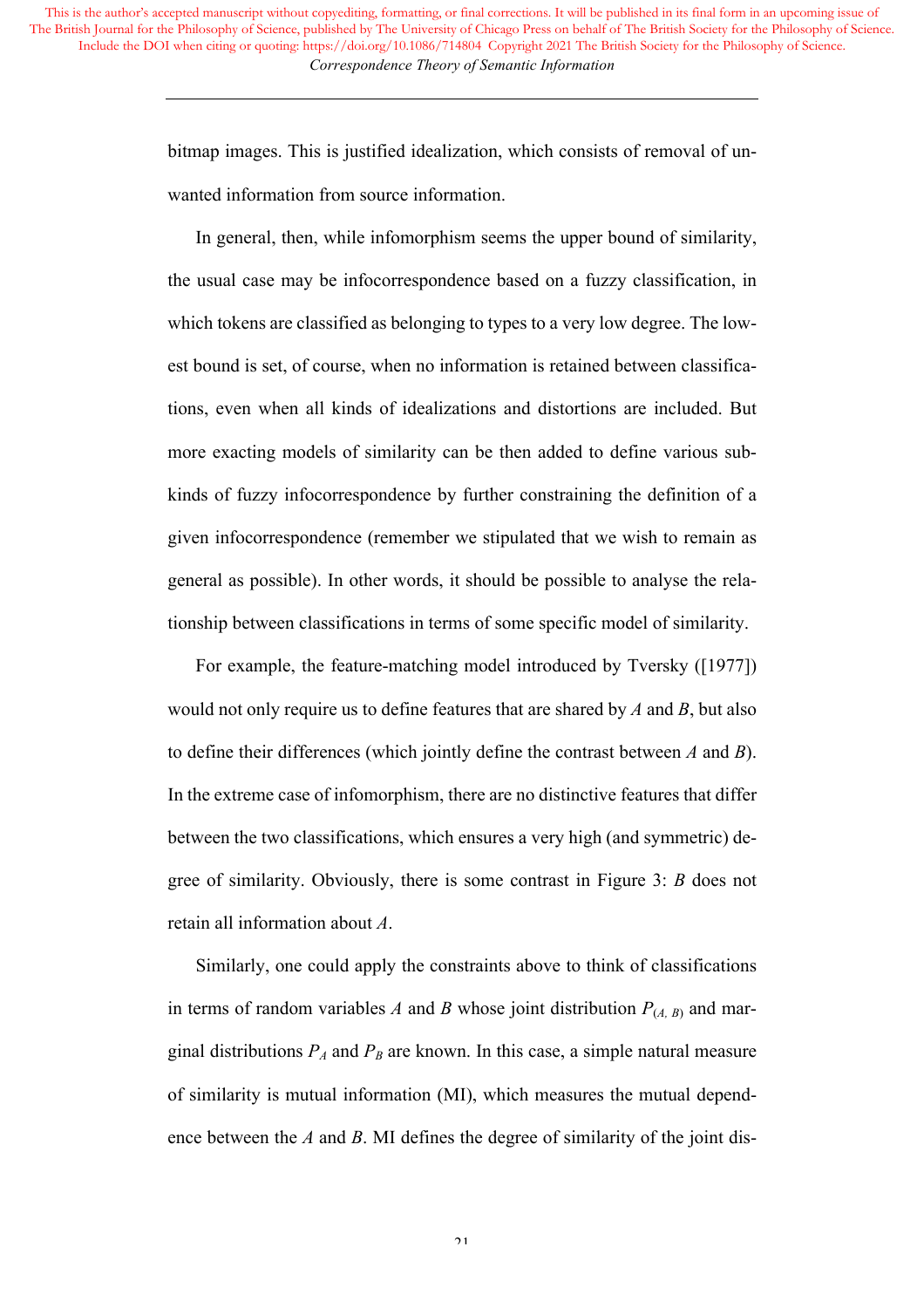bitmap images. This is justified idealization, which consists of removal of unwanted information from source information.

In general, then, while infomorphism seems the upper bound of similarity, the usual case may be infocorrespondence based on a fuzzy classification, in which tokens are classified as belonging to types to a very low degree. The lowest bound is set, of course, when no information is retained between classifications, even when all kinds of idealizations and distortions are included. But more exacting models of similarity can be then added to define various subkinds of fuzzy infocorrespondence by further constraining the definition of a given infocorrespondence (remember we stipulated that we wish to remain as general as possible). In other words, it should be possible to analyse the relationship between classifications in terms of some specific model of similarity.

For example, the feature-matching model introduced by Tversky ([1977]) would not only require us to define features that are shared by *A* and *B*, but also to define their differences (which jointly define the contrast between *A* and *B*). In the extreme case of infomorphism, there are no distinctive features that differ between the two classifications, which ensures a very high (and symmetric) degree of similarity. Obviously, there is some contrast in Figure 3: *B* does not retain all information about *A*.

Similarly, one could apply the constraints above to think of classifications in terms of random variables *A* and *B* whose joint distribution $P_{(A,\ B)}$ and marginal distributions $P_A$ and $P_B$ are known. In this case, a simple natural measure of similarity is mutual information (MI), which measures the mutual dependence between the *A* and *B*. MI defines the degree of similarity of the joint dis-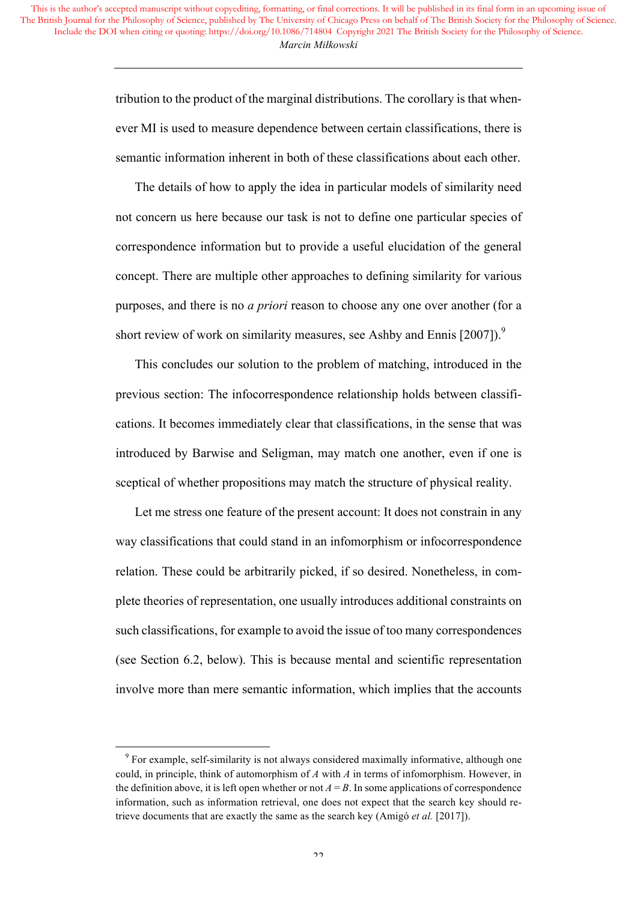tribution to the product of the marginal distributions. The corollary is that whenever MI is used to measure dependence between certain classifications, there is semantic information inherent in both of these classifications about each other.

The details of how to apply the idea in particular models of similarity need not concern us here because our task is not to define one particular species of correspondence information but to provide a useful elucidation of the general concept. There are multiple other approaches to defining similarity for various purposes, and there is no *a priori* reason to choose any one over another (for a short review of work on similarity measures, see Ashby and Ennis [2007]).[9]

This concludes our solution to the problem of matching, introduced in the previous section: The infocorrespondence relationship holds between classifications. It becomes immediately clear that classifications, in the sense that was introduced by Barwise and Seligman, may match one another, even if one is sceptical of whether propositions may match the structure of physical reality.

Let me stress one feature of the present account: It does not constrain in any way classifications that could stand in an infomorphism or infocorrespondence relation. These could be arbitrarily picked, if so desired. Nonetheless, in complete theories of representation, one usually introduces additional constraints on such classifications, for example to avoid the issue of too many correspondences (see Section 6.2, below). This is because mental and scientific representation involve more than mere semantic information, which implies that the accounts

---

[9] For example, self-similarity is not always considered maximally informative, although one could, in principle, think of automorphism of $A$ with $A$ in terms of infomorphism. However, in the definition above, it is left open whether or not $A = B$. In some applications of correspondence information, such as information retrieval, one does not expect that the search key should retrieve documents that are exactly the same as the search key (Amigó *et al.* [2017]).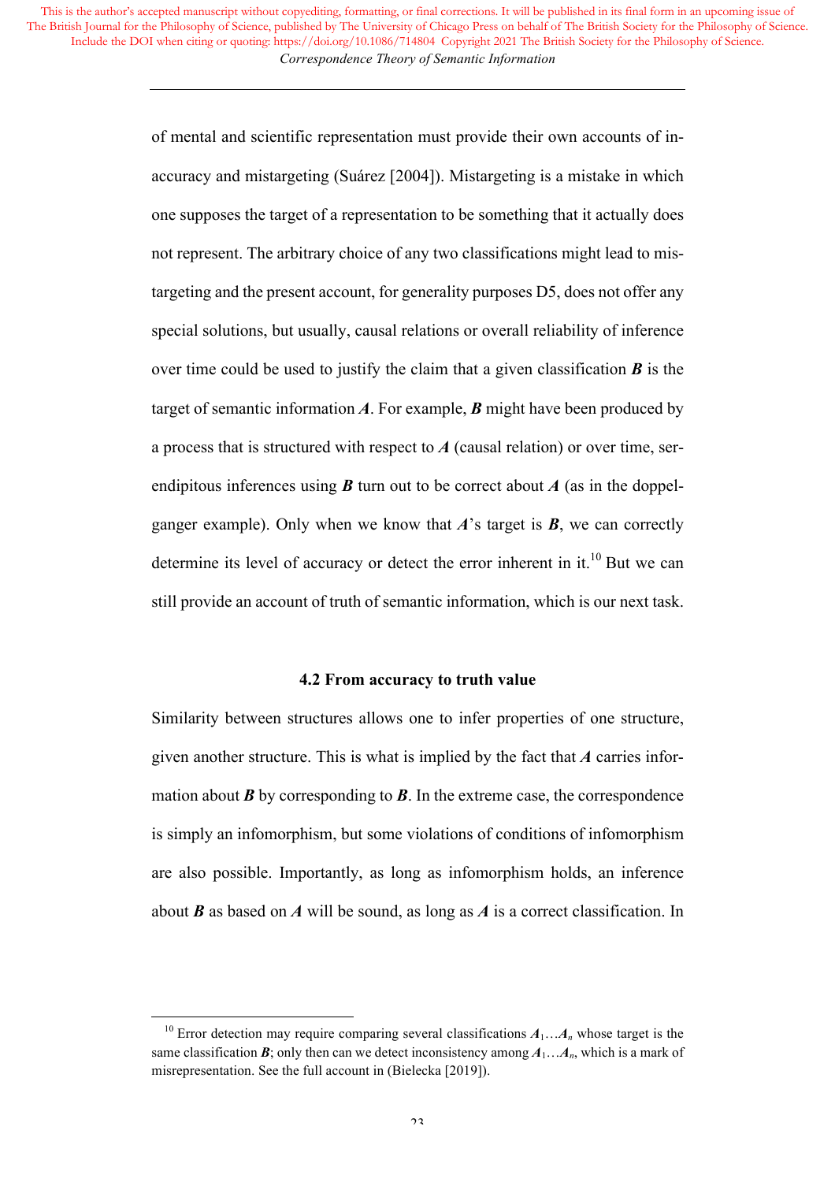of mental and scientific representation must provide their own accounts of inaccuracy and mistargeting (Suárez [2004]). Mistargeting is a mistake in which one supposes the target of a representation to be something that it actually does not represent. The arbitrary choice of any two classifications might lead to mistargeting and the present account, for generality purposes D5, does not offer any special solutions, but usually, causal relations or overall reliability of inference over time could be used to justify the claim that a given classification ***B*** is the target of semantic information ***A***. For example, ***B*** might have been produced by a process that is structured with respect to ***A*** (causal relation) or over time, serendipitous inferences using ***B*** turn out to be correct about ***A*** (as in the doppelganger example). Only when we know that ***A***'s target is ***B***, we can correctly determine its level of accuracy or detect the error inherent in it.[10] But we can still provide an account of truth of semantic information, which is our next task.

### 4.2 From accuracy to truth value

Similarity between structures allows one to infer properties of one structure, given another structure. This is what is implied by the fact that ***A*** carries information about ***B*** by corresponding to ***B***. In the extreme case, the correspondence is simply an infomorphism, but some violations of conditions of infomorphism are also possible. Importantly, as long as infomorphism holds, an inference about ***B*** as based on ***A*** will be sound, as long as ***A*** is a correct classification. In

[10] Error detection may require comparing several classifications $\boldsymbol{A}_1 \ldots \boldsymbol{A}_n$ whose target is the same classification ***B***; only then can we detect inconsistency among $\boldsymbol{A}_1 \ldots \boldsymbol{A}_n$, which is a mark of misrepresentation. See the full account in (Bielecka [2019]).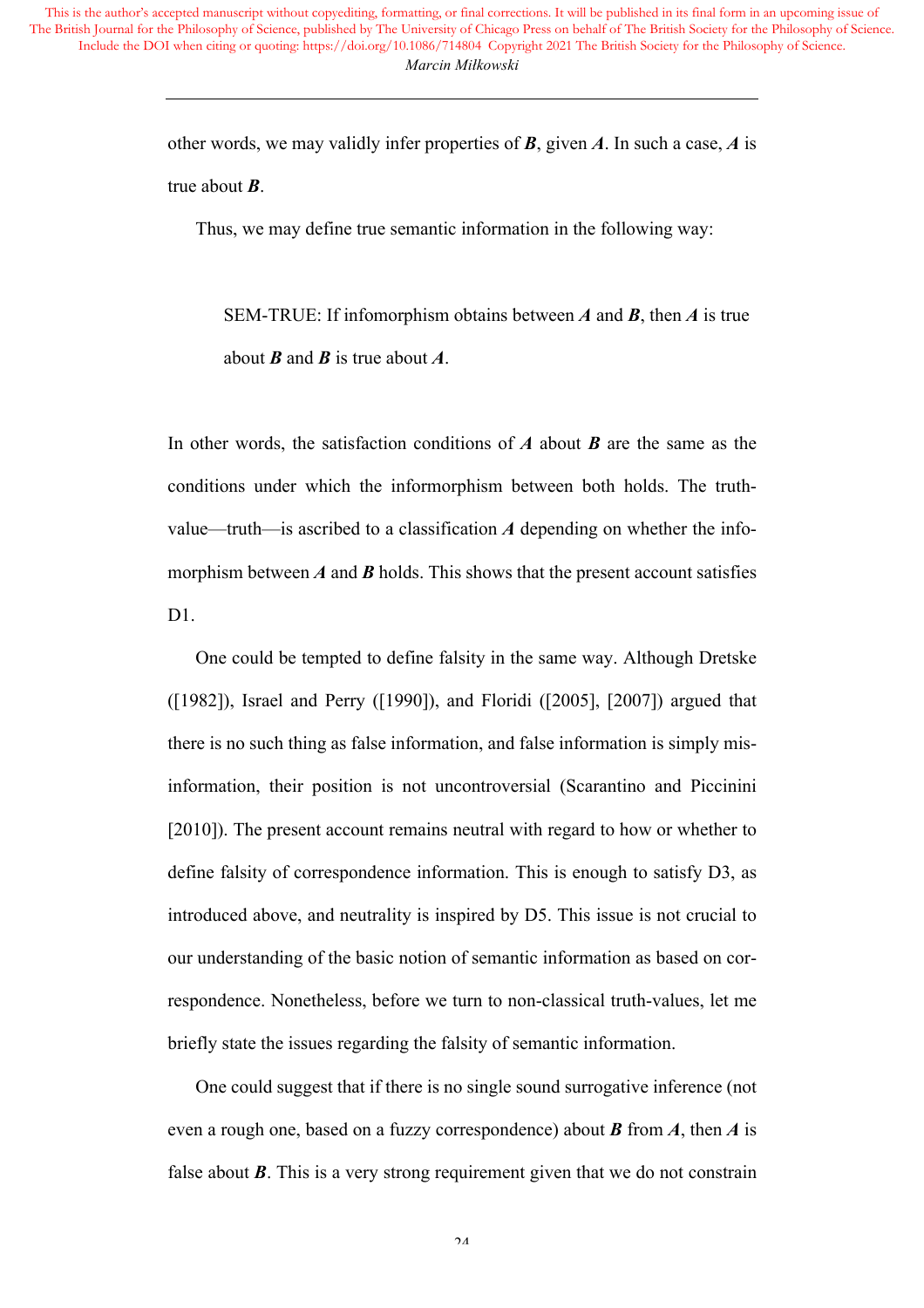other words, we may validly infer properties of ***B***, given ***A***. In such a case, ***A*** is true about ***B***.

Thus, we may define true semantic information in the following way:

> SEM-TRUE: If infomorphism obtains between ***A*** and ***B***, then ***A*** is true about ***B*** and ***B*** is true about ***A***.

In other words, the satisfaction conditions of ***A*** about ***B*** are the same as the conditions under which the informorphism between both holds. The truth-value—truth—is ascribed to a classification ***A*** depending on whether the infomorphism between ***A*** and ***B*** holds. This shows that the present account satisfies D1.

One could be tempted to define falsity in the same way. Although Dretske ([1982]), Israel and Perry ([1990]), and Floridi ([2005], [2007]) argued that there is no such thing as false information, and false information is simply misinformation, their position is not uncontroversial (Scarantino and Piccinini [2010]). The present account remains neutral with regard to how or whether to define falsity of correspondence information. This is enough to satisfy D3, as introduced above, and neutrality is inspired by D5. This issue is not crucial to our understanding of the basic notion of semantic information as based on correspondence. Nonetheless, before we turn to non-classical truth-values, let me briefly state the issues regarding the falsity of semantic information.

One could suggest that if there is no single sound surrogative inference (not even a rough one, based on a fuzzy correspondence) about ***B*** from ***A***, then ***A*** is false about ***B***. This is a very strong requirement given that we do not constrain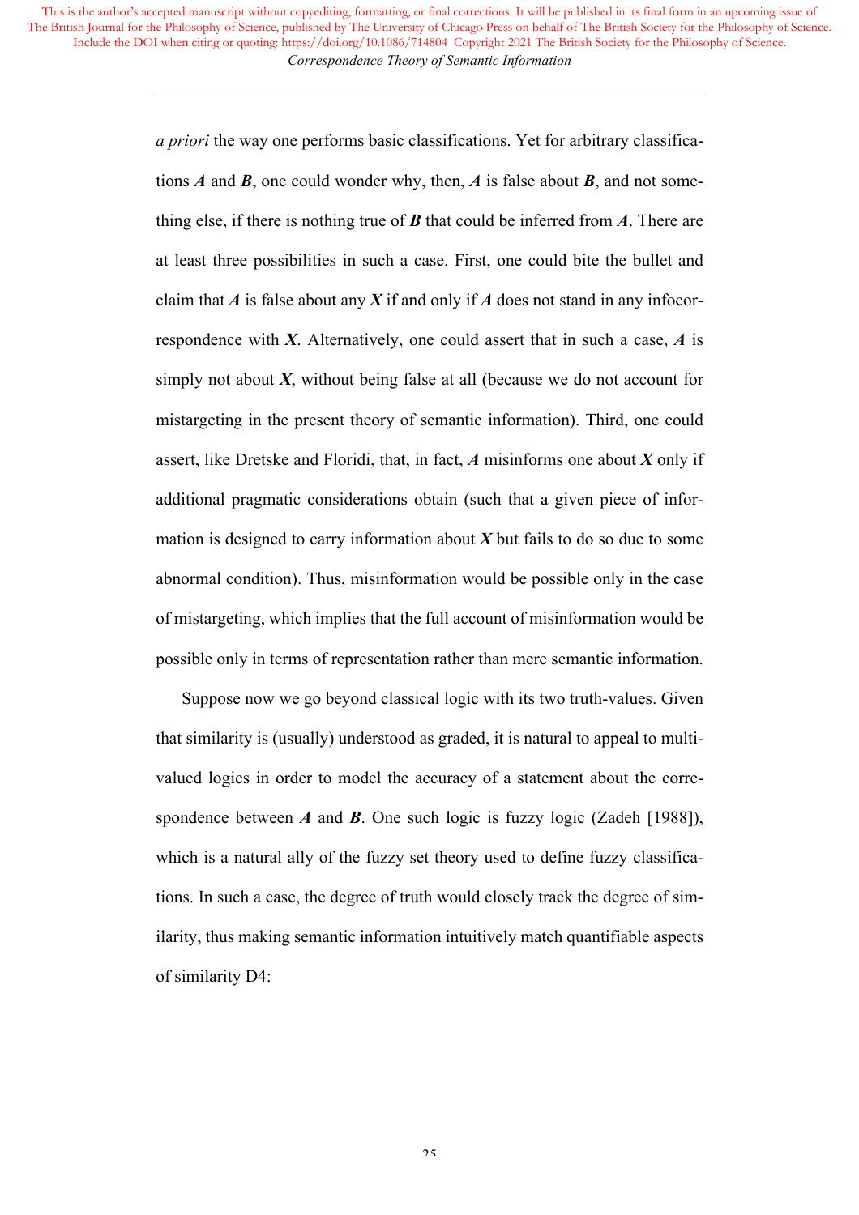*a priori* the way one performs basic classifications. Yet for arbitrary classifications ***A*** and ***B***, one could wonder why, then, ***A*** is false about ***B***, and not something else, if there is nothing true of ***B*** that could be inferred from ***A***. There are at least three possibilities in such a case. First, one could bite the bullet and claim that ***A*** is false about any ***X*** if and only if ***A*** does not stand in any infocorrespondence with ***X***. Alternatively, one could assert that in such a case, ***A*** is simply not about ***X***, without being false at all (because we do not account for mistargeting in the present theory of semantic information). Third, one could assert, like Dretske and Floridi, that, in fact, ***A*** misinforms one about ***X*** only if additional pragmatic considerations obtain (such that a given piece of information is designed to carry information about ***X*** but fails to do so due to some abnormal condition). Thus, misinformation would be possible only in the case of mistargeting, which implies that the full account of misinformation would be possible only in terms of representation rather than mere semantic information.

Suppose now we go beyond classical logic with its two truth-values. Given that similarity is (usually) understood as graded, it is natural to appeal to multi-valued logics in order to model the accuracy of a statement about the correspondence between ***A*** and ***B***. One such logic is fuzzy logic (Zadeh [1988]), which is a natural ally of the fuzzy set theory used to define fuzzy classifications. In such a case, the degree of truth would closely track the degree of similarity, thus making semantic information intuitively match quantifiable aspects of similarity D4: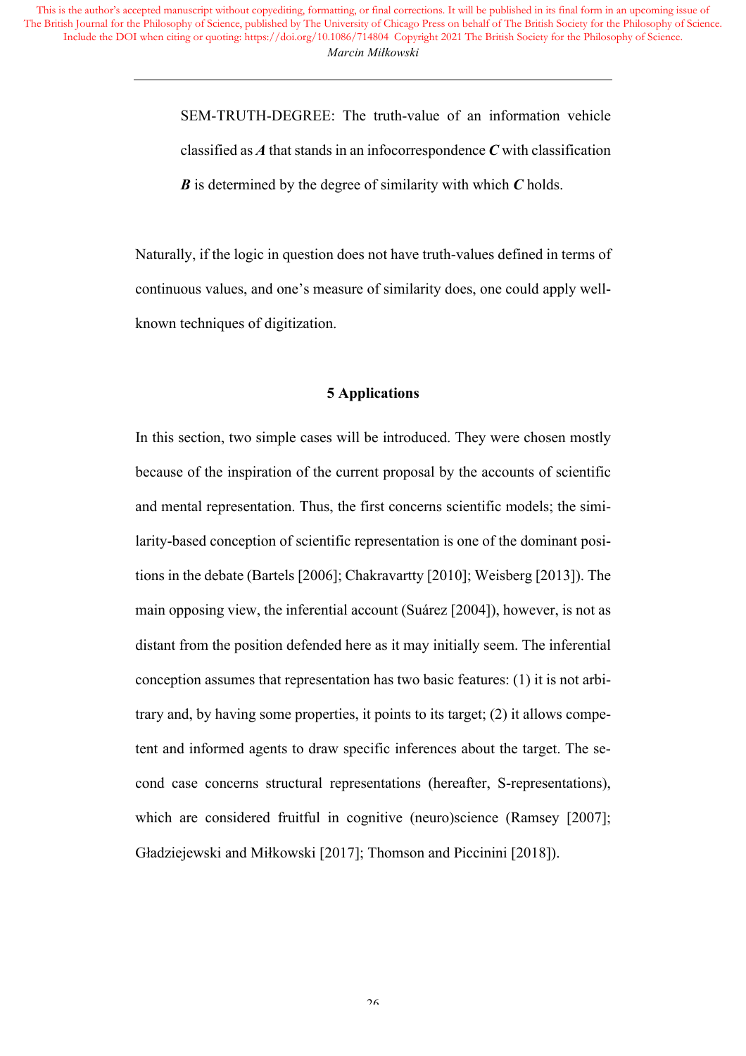> SEM-TRUTH-DEGREE: The truth-value of an information vehicle classified as ***A*** that stands in an infocorrespondence ***C*** with classification ***B*** is determined by the degree of similarity with which ***C*** holds.

Naturally, if the logic in question does not have truth-values defined in terms of continuous values, and one's measure of similarity does, one could apply well-known techniques of digitization.

## 5 Applications

In this section, two simple cases will be introduced. They were chosen mostly because of the inspiration of the current proposal by the accounts of scientific and mental representation. Thus, the first concerns scientific models; the similarity-based conception of scientific representation is one of the dominant positions in the debate (Bartels [2006]; Chakravartty [2010]; Weisberg [2013]). The main opposing view, the inferential account (Suárez [2004]), however, is not as distant from the position defended here as it may initially seem. The inferential conception assumes that representation has two basic features: (1) it is not arbitrary and, by having some properties, it points to its target; (2) it allows competent and informed agents to draw specific inferences about the target. The second case concerns structural representations (hereafter, S-representations), which are considered fruitful in cognitive (neuro)science (Ramsey [2007]; Gładziejewski and Miłkowski [2017]; Thomson and Piccinini [2018]).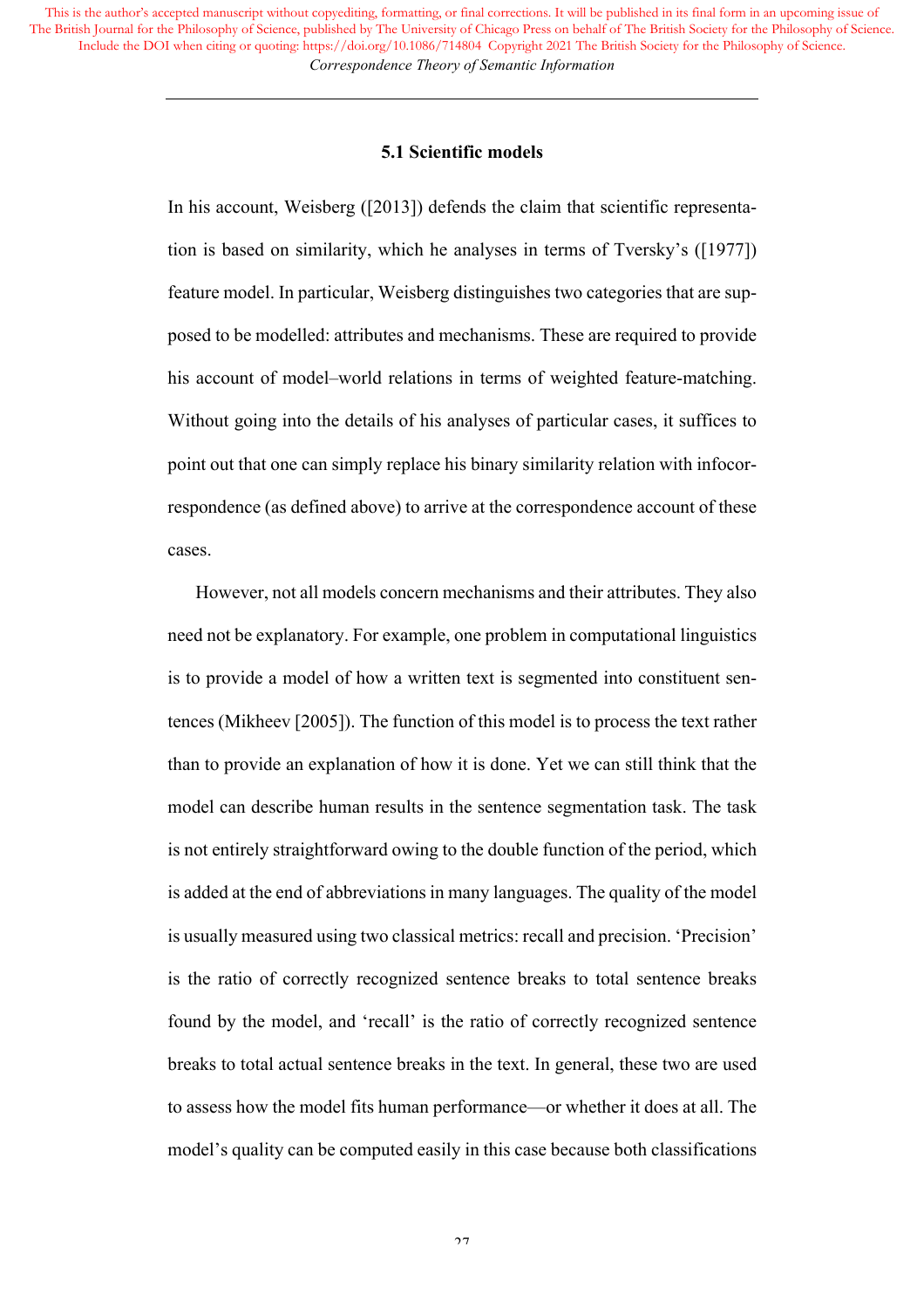### 5.1 Scientific models

In his account, Weisberg ([2013]) defends the claim that scientific representation is based on similarity, which he analyses in terms of Tversky's ([1977]) feature model. In particular, Weisberg distinguishes two categories that are supposed to be modelled: attributes and mechanisms. These are required to provide his account of model–world relations in terms of weighted feature-matching. Without going into the details of his analyses of particular cases, it suffices to point out that one can simply replace his binary similarity relation with infocorrespondence (as defined above) to arrive at the correspondence account of these cases.

However, not all models concern mechanisms and their attributes. They also need not be explanatory. For example, one problem in computational linguistics is to provide a model of how a written text is segmented into constituent sentences (Mikheev [2005]). The function of this model is to process the text rather than to provide an explanation of how it is done. Yet we can still think that the model can describe human results in the sentence segmentation task. The task is not entirely straightforward owing to the double function of the period, which is added at the end of abbreviations in many languages. The quality of the model is usually measured using two classical metrics: recall and precision. 'Precision' is the ratio of correctly recognized sentence breaks to total sentence breaks found by the model, and 'recall' is the ratio of correctly recognized sentence breaks to total actual sentence breaks in the text. In general, these two are used to assess how the model fits human performance—or whether it does at all. The model's quality can be computed easily in this case because both classifications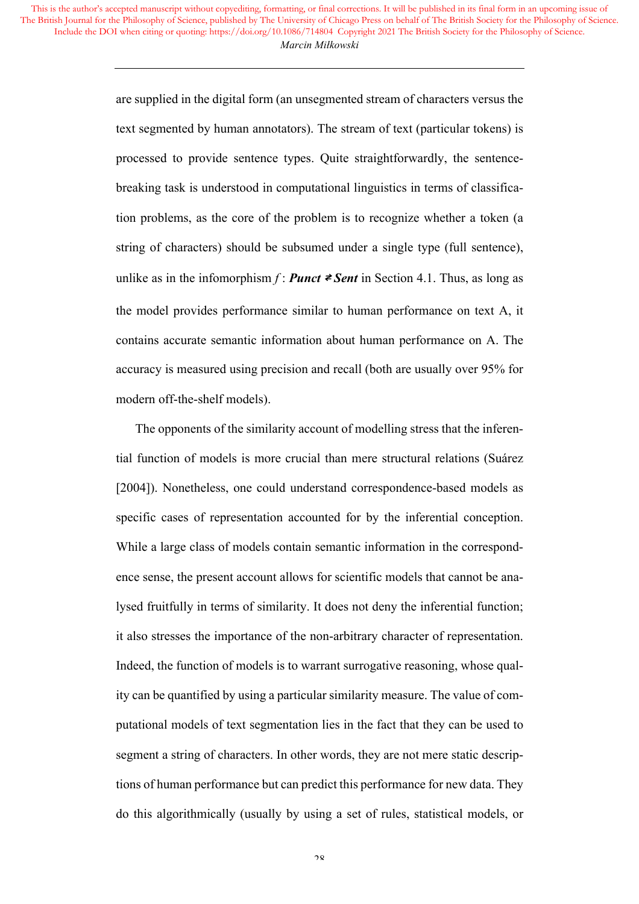are supplied in the digital form (an unsegmented stream of characters versus the text segmented by human annotators). The stream of text (particular tokens) is processed to provide sentence types. Quite straightforwardly, the sentence-breaking task is understood in computational linguistics in terms of classification problems, as the core of the problem is to recognize whether a token (a string of characters) should be subsumed under a single type (full sentence), unlike as in the infomorphism $f$ : $\boldsymbol{Punct} \rightleftarrows \boldsymbol{Sent}$ in Section 4.1. Thus, as long as the model provides performance similar to human performance on text A, it contains accurate semantic information about human performance on A. The accuracy is measured using precision and recall (both are usually over 95% for modern off-the-shelf models).

The opponents of the similarity account of modelling stress that the inferential function of models is more crucial than mere structural relations (Suárez [2004]). Nonetheless, one could understand correspondence-based models as specific cases of representation accounted for by the inferential conception. While a large class of models contain semantic information in the correspondence sense, the present account allows for scientific models that cannot be analysed fruitfully in terms of similarity. It does not deny the inferential function; it also stresses the importance of the non-arbitrary character of representation. Indeed, the function of models is to warrant surrogative reasoning, whose quality can be quantified by using a particular similarity measure. The value of computational models of text segmentation lies in the fact that they can be used to segment a string of characters. In other words, they are not mere static descriptions of human performance but can predict this performance for new data. They do this algorithmically (usually by using a set of rules, statistical models, or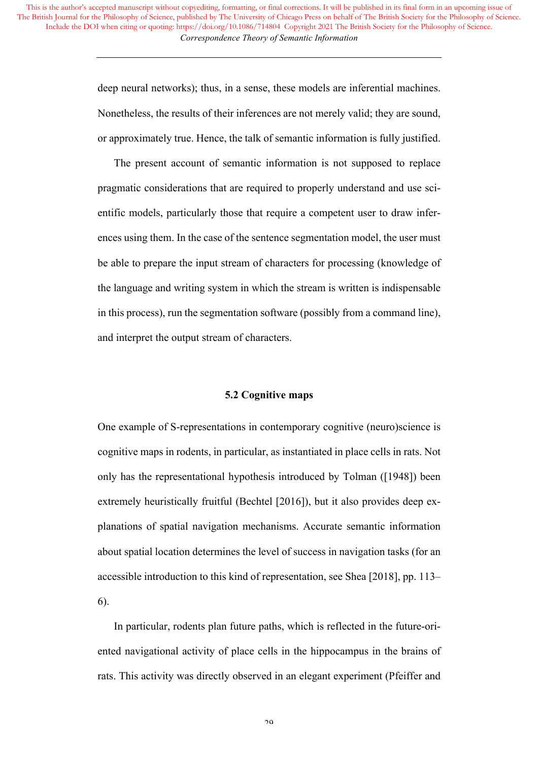deep neural networks); thus, in a sense, these models are inferential machines. Nonetheless, the results of their inferences are not merely valid; they are sound, or approximately true. Hence, the talk of semantic information is fully justified.

The present account of semantic information is not supposed to replace pragmatic considerations that are required to properly understand and use scientific models, particularly those that require a competent user to draw inferences using them. In the case of the sentence segmentation model, the user must be able to prepare the input stream of characters for processing (knowledge of the language and writing system in which the stream is written is indispensable in this process), run the segmentation software (possibly from a command line), and interpret the output stream of characters.

### 5.2 Cognitive maps

One example of S-representations in contemporary cognitive (neuro)science is cognitive maps in rodents, in particular, as instantiated in place cells in rats. Not only has the representational hypothesis introduced by Tolman ([1948]) been extremely heuristically fruitful (Bechtel [2016]), but it also provides deep explanations of spatial navigation mechanisms. Accurate semantic information about spatial location determines the level of success in navigation tasks (for an accessible introduction to this kind of representation, see Shea [2018], pp. 113–6).

In particular, rodents plan future paths, which is reflected in the future-oriented navigational activity of place cells in the hippocampus in the brains of rats. This activity was directly observed in an elegant experiment (Pfeiffer and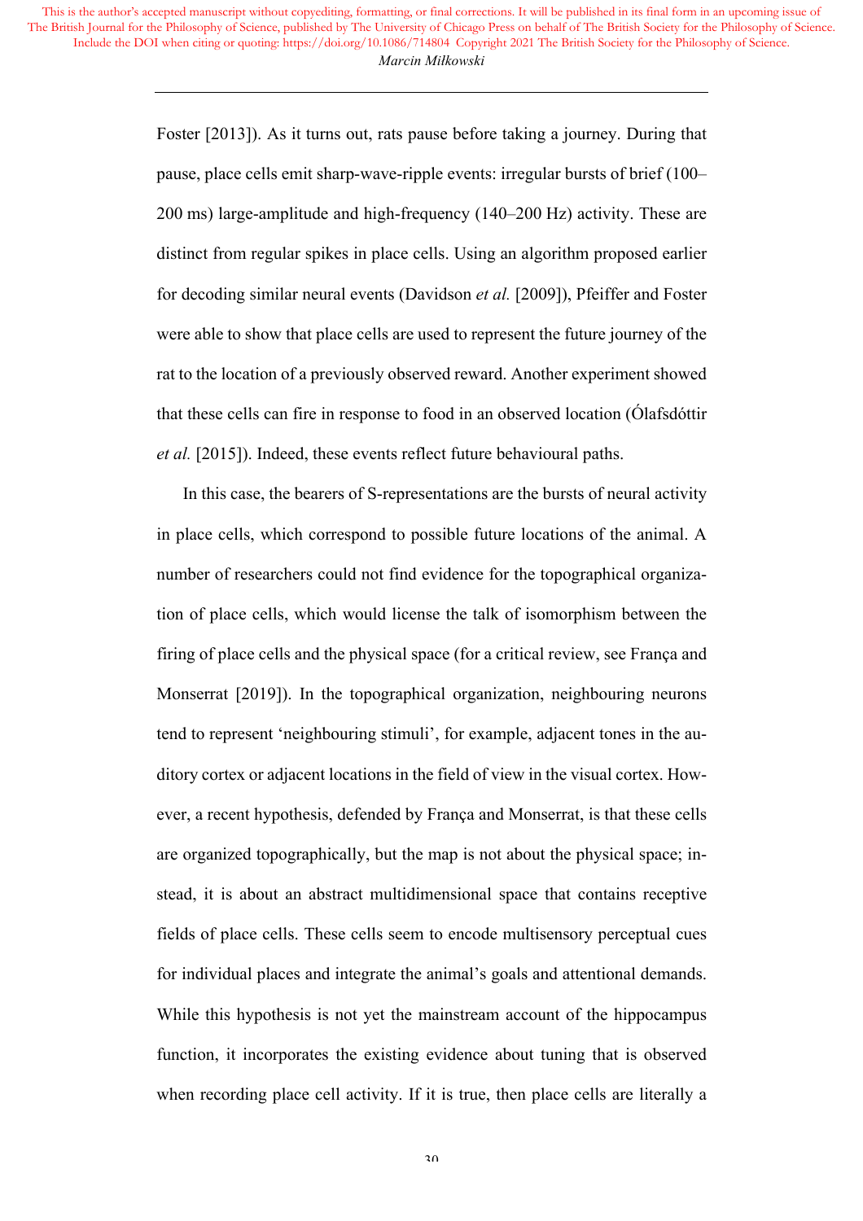Foster [2013]). As it turns out, rats pause before taking a journey. During that pause, place cells emit sharp-wave-ripple events: irregular bursts of brief (100–200 ms) large-amplitude and high-frequency (140–200 Hz) activity. These are distinct from regular spikes in place cells. Using an algorithm proposed earlier for decoding similar neural events (Davidson *et al.* [2009]), Pfeiffer and Foster were able to show that place cells are used to represent the future journey of the rat to the location of a previously observed reward. Another experiment showed that these cells can fire in response to food in an observed location (Ólafsdóttir *et al.* [2015]). Indeed, these events reflect future behavioural paths.

In this case, the bearers of S-representations are the bursts of neural activity in place cells, which correspond to possible future locations of the animal. A number of researchers could not find evidence for the topographical organization of place cells, which would license the talk of isomorphism between the firing of place cells and the physical space (for a critical review, see França and Monserrat [2019]). In the topographical organization, neighbouring neurons tend to represent 'neighbouring stimuli', for example, adjacent tones in the auditory cortex or adjacent locations in the field of view in the visual cortex. However, a recent hypothesis, defended by França and Monserrat, is that these cells are organized topographically, but the map is not about the physical space; instead, it is about an abstract multidimensional space that contains receptive fields of place cells. These cells seem to encode multisensory perceptual cues for individual places and integrate the animal's goals and attentional demands. While this hypothesis is not yet the mainstream account of the hippocampus function, it incorporates the existing evidence about tuning that is observed when recording place cell activity. If it is true, then place cells are literally a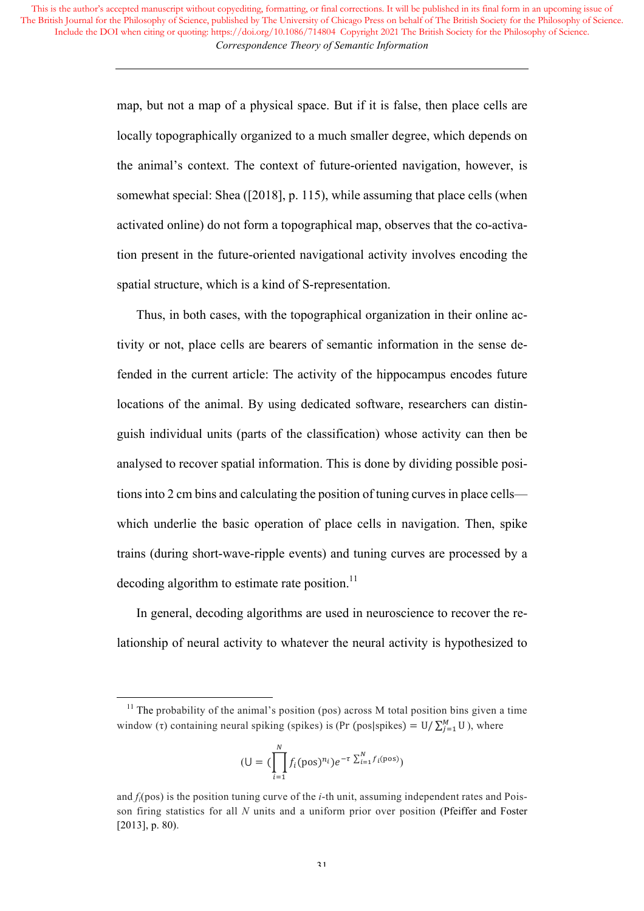map, but not a map of a physical space. But if it is false, then place cells are locally topographically organized to a much smaller degree, which depends on the animal's context. The context of future-oriented navigation, however, is somewhat special: Shea ([2018], p. 115), while assuming that place cells (when activated online) do not form a topographical map, observes that the co-activation present in the future-oriented navigational activity involves encoding the spatial structure, which is a kind of S-representation.

Thus, in both cases, with the topographical organization in their online activity or not, place cells are bearers of semantic information in the sense defended in the current article: The activity of the hippocampus encodes future locations of the animal. By using dedicated software, researchers can distinguish individual units (parts of the classification) whose activity can then be analysed to recover spatial information. This is done by dividing possible positions into 2 cm bins and calculating the position of tuning curves in place cells—which underlie the basic operation of place cells in navigation. Then, spike trains (during short-wave-ripple events) and tuning curves are processed by a decoding algorithm to estimate rate position.[11]

In general, decoding algorithms are used in neuroscience to recover the relationship of neural activity to whatever the neural activity is hypothesized to

---

[11] The probability of the animal's position (pos) across M total position bins given a time window ($\tau$) containing neural spiking (spikes) is ($\Pr(\text{pos}|\text{spikes}) = \mathrm{U}/\sum_{j=1}^{M}\mathrm{U}$), where

$$(\mathrm{U} = (\prod_{i=1}^{N} f_i(\text{pos})^{n_i})e^{-\tau\sum_{i=1}^{N} f_i(\text{pos})})$$

and $f_i(\text{pos})$ is the position tuning curve of the $i$-th unit, assuming independent rates and Poisson firing statistics for all $N$ units and a uniform prior over position (Pfeiffer and Foster [2013], p. 80).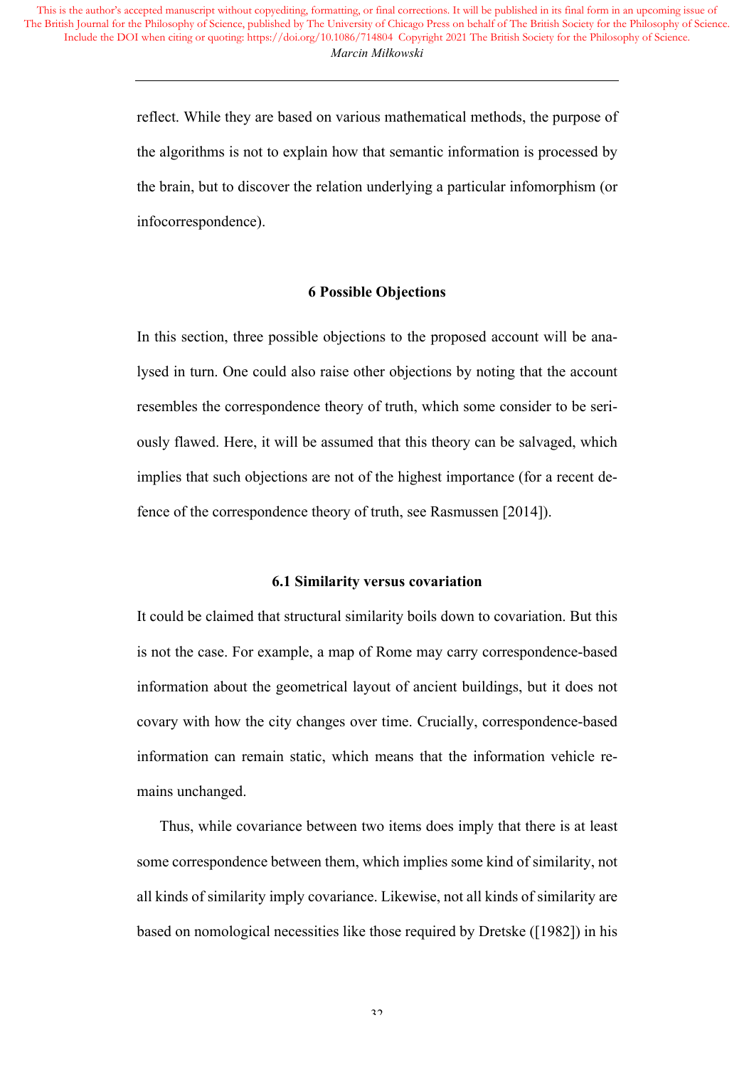reflect. While they are based on various mathematical methods, the purpose of the algorithms is not to explain how that semantic information is processed by the brain, but to discover the relation underlying a particular infomorphism (or infocorrespondence).

## 6 Possible Objections

In this section, three possible objections to the proposed account will be analysed in turn. One could also raise other objections by noting that the account resembles the correspondence theory of truth, which some consider to be seriously flawed. Here, it will be assumed that this theory can be salvaged, which implies that such objections are not of the highest importance (for a recent defence of the correspondence theory of truth, see Rasmussen [2014]).

### 6.1 Similarity versus covariation

It could be claimed that structural similarity boils down to covariation. But this is not the case. For example, a map of Rome may carry correspondence-based information about the geometrical layout of ancient buildings, but it does not covary with how the city changes over time. Crucially, correspondence-based information can remain static, which means that the information vehicle remains unchanged.

Thus, while covariance between two items does imply that there is at least some correspondence between them, which implies some kind of similarity, not all kinds of similarity imply covariance. Likewise, not all kinds of similarity are based on nomological necessities like those required by Dretske ([1982]) in his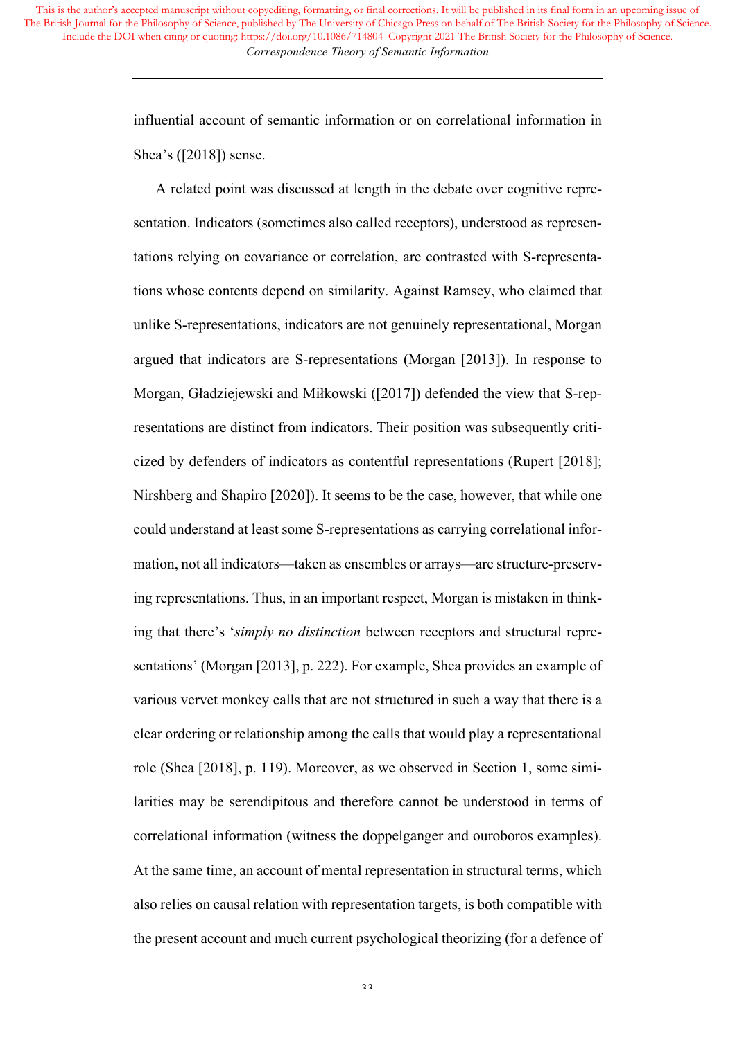influential account of semantic information or on correlational information in Shea's ([2018]) sense.

A related point was discussed at length in the debate over cognitive representation. Indicators (sometimes also called receptors), understood as representations relying on covariance or correlation, are contrasted with S-representations whose contents depend on similarity. Against Ramsey, who claimed that unlike S-representations, indicators are not genuinely representational, Morgan argued that indicators are S-representations (Morgan [2013]). In response to Morgan, Gładziejewski and Miłkowski ([2017]) defended the view that S-representations are distinct from indicators. Their position was subsequently criticized by defenders of indicators as contentful representations (Rupert [2018]; Nirshberg and Shapiro [2020]). It seems to be the case, however, that while one could understand at least some S-representations as carrying correlational information, not all indicators—taken as ensembles or arrays—are structure-preserving representations. Thus, in an important respect, Morgan is mistaken in thinking that there's '*simply no distinction* between receptors and structural representations' (Morgan [2013], p. 222). For example, Shea provides an example of various vervet monkey calls that are not structured in such a way that there is a clear ordering or relationship among the calls that would play a representational role (Shea [2018], p. 119). Moreover, as we observed in Section 1, some similarities may be serendipitous and therefore cannot be understood in terms of correlational information (witness the doppelganger and ouroboros examples). At the same time, an account of mental representation in structural terms, which also relies on causal relation with representation targets, is both compatible with the present account and much current psychological theorizing (for a defence of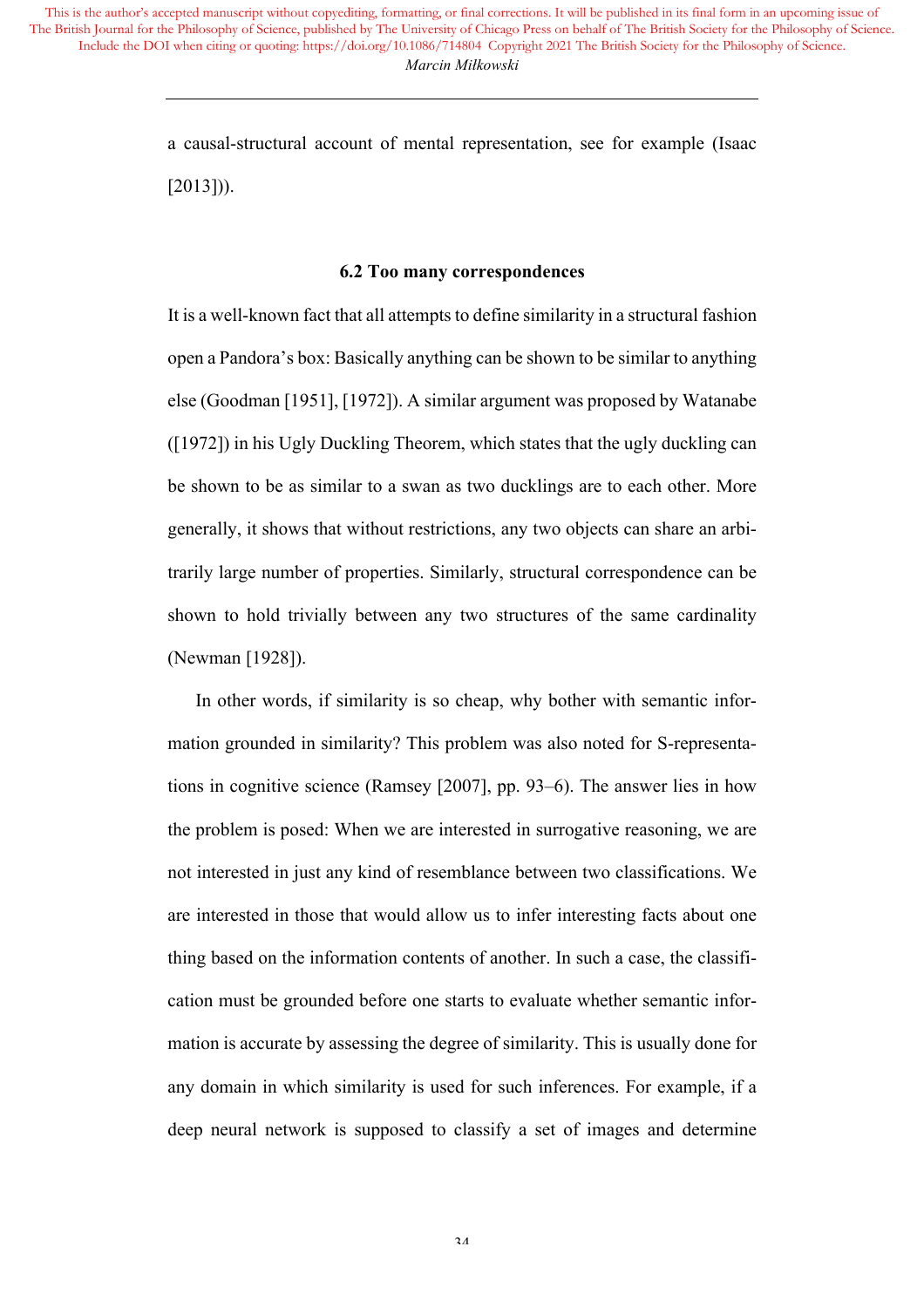a causal-structural account of mental representation, see for example (Isaac [2013])).

### 6.2 Too many correspondences

It is a well-known fact that all attempts to define similarity in a structural fashion open a Pandora's box: Basically anything can be shown to be similar to anything else (Goodman [1951], [1972]). A similar argument was proposed by Watanabe ([1972]) in his Ugly Duckling Theorem, which states that the ugly duckling can be shown to be as similar to a swan as two ducklings are to each other. More generally, it shows that without restrictions, any two objects can share an arbitrarily large number of properties. Similarly, structural correspondence can be shown to hold trivially between any two structures of the same cardinality (Newman [1928]).

In other words, if similarity is so cheap, why bother with semantic information grounded in similarity? This problem was also noted for S-representations in cognitive science (Ramsey [2007], pp. 93–6). The answer lies in how the problem is posed: When we are interested in surrogative reasoning, we are not interested in just any kind of resemblance between two classifications. We are interested in those that would allow us to infer interesting facts about one thing based on the information contents of another. In such a case, the classification must be grounded before one starts to evaluate whether semantic information is accurate by assessing the degree of similarity. This is usually done for any domain in which similarity is used for such inferences. For example, if a deep neural network is supposed to classify a set of images and determine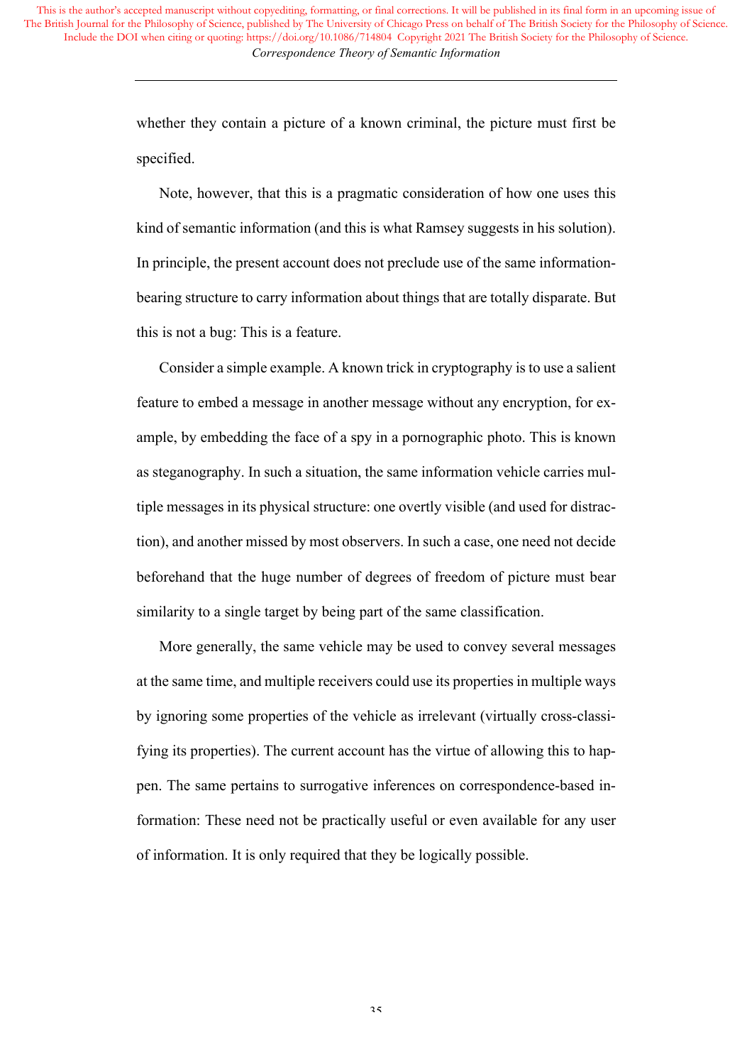whether they contain a picture of a known criminal, the picture must first be specified.

Note, however, that this is a pragmatic consideration of how one uses this kind of semantic information (and this is what Ramsey suggests in his solution). In principle, the present account does not preclude use of the same information-bearing structure to carry information about things that are totally disparate. But this is not a bug: This is a feature.

Consider a simple example. A known trick in cryptography is to use a salient feature to embed a message in another message without any encryption, for example, by embedding the face of a spy in a pornographic photo. This is known as steganography. In such a situation, the same information vehicle carries multiple messages in its physical structure: one overtly visible (and used for distraction), and another missed by most observers. In such a case, one need not decide beforehand that the huge number of degrees of freedom of picture must bear similarity to a single target by being part of the same classification.

More generally, the same vehicle may be used to convey several messages at the same time, and multiple receivers could use its properties in multiple ways by ignoring some properties of the vehicle as irrelevant (virtually cross-classifying its properties). The current account has the virtue of allowing this to happen. The same pertains to surrogative inferences on correspondence-based information: These need not be practically useful or even available for any user of information. It is only required that they be logically possible.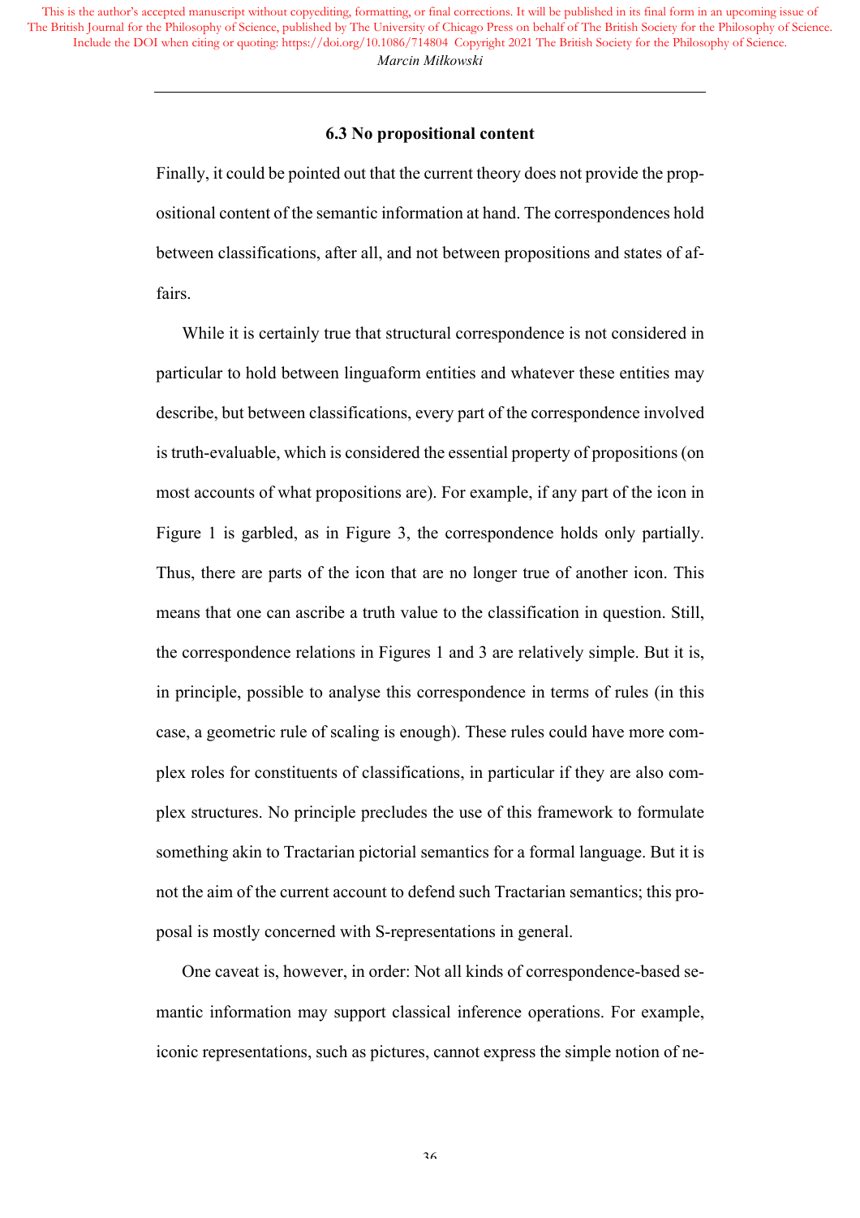### 6.3 No propositional content

Finally, it could be pointed out that the current theory does not provide the propositional content of the semantic information at hand. The correspondences hold between classifications, after all, and not between propositions and states of affairs.

While it is certainly true that structural correspondence is not considered in particular to hold between linguaform entities and whatever these entities may describe, but between classifications, every part of the correspondence involved is truth-evaluable, which is considered the essential property of propositions (on most accounts of what propositions are). For example, if any part of the icon in Figure 1 is garbled, as in Figure 3, the correspondence holds only partially. Thus, there are parts of the icon that are no longer true of another icon. This means that one can ascribe a truth value to the classification in question. Still, the correspondence relations in Figures 1 and 3 are relatively simple. But it is, in principle, possible to analyse this correspondence in terms of rules (in this case, a geometric rule of scaling is enough). These rules could have more complex roles for constituents of classifications, in particular if they are also complex structures. No principle precludes the use of this framework to formulate something akin to Tractarian pictorial semantics for a formal language. But it is not the aim of the current account to defend such Tractarian semantics; this proposal is mostly concerned with S-representations in general.

One caveat is, however, in order: Not all kinds of correspondence-based semantic information may support classical inference operations. For example, iconic representations, such as pictures, cannot express the simple notion of ne-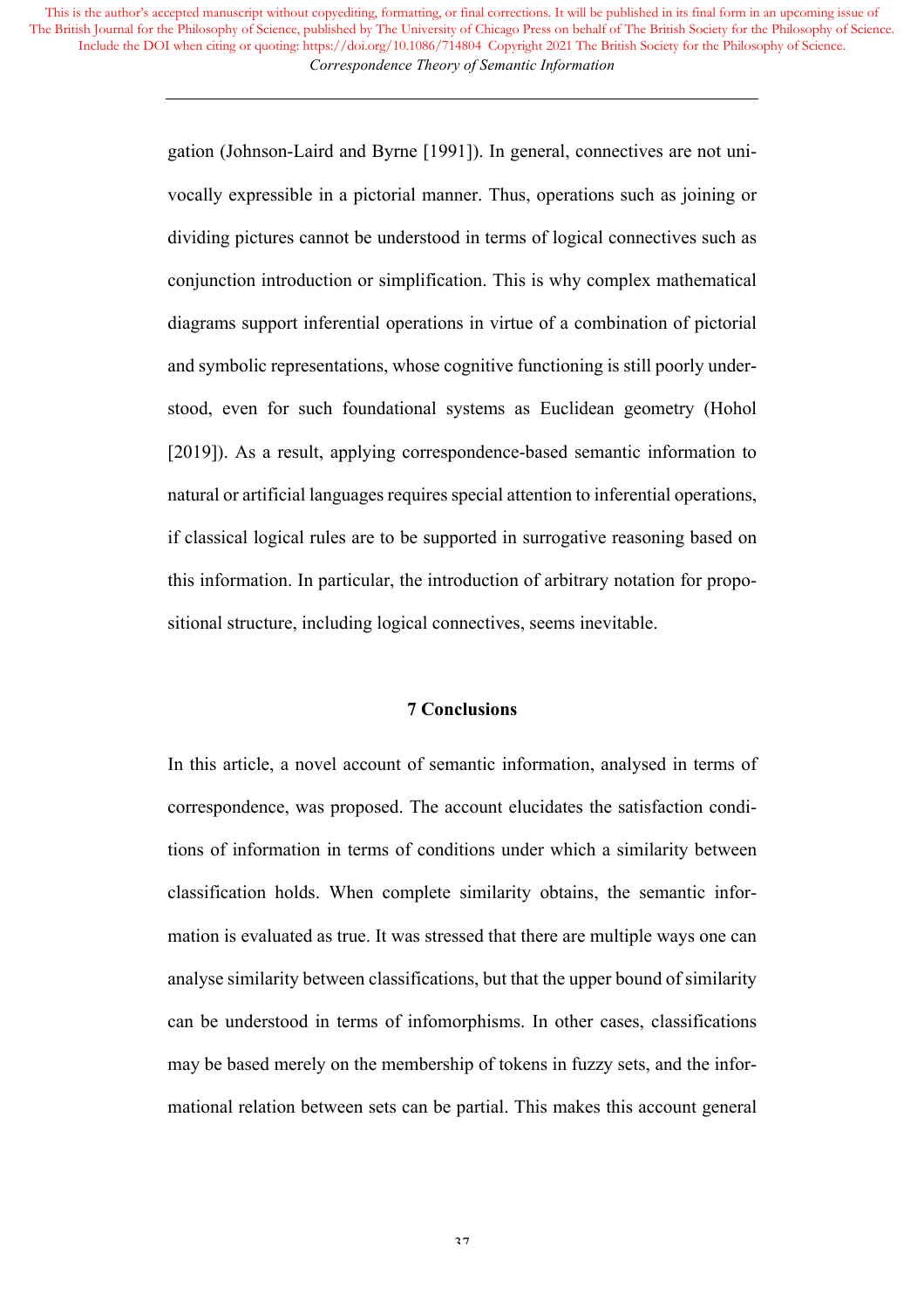gation (Johnson-Laird and Byrne [1991]). In general, connectives are not univocally expressible in a pictorial manner. Thus, operations such as joining or dividing pictures cannot be understood in terms of logical connectives such as conjunction introduction or simplification. This is why complex mathematical diagrams support inferential operations in virtue of a combination of pictorial and symbolic representations, whose cognitive functioning is still poorly understood, even for such foundational systems as Euclidean geometry (Hohol [2019]). As a result, applying correspondence-based semantic information to natural or artificial languages requires special attention to inferential operations, if classical logical rules are to be supported in surrogative reasoning based on this information. In particular, the introduction of arbitrary notation for propositional structure, including logical connectives, seems inevitable.

## 7 Conclusions

In this article, a novel account of semantic information, analysed in terms of correspondence, was proposed. The account elucidates the satisfaction conditions of information in terms of conditions under which a similarity between classification holds. When complete similarity obtains, the semantic information is evaluated as true. It was stressed that there are multiple ways one can analyse similarity between classifications, but that the upper bound of similarity can be understood in terms of infomorphisms. In other cases, classifications may be based merely on the membership of tokens in fuzzy sets, and the informational relation between sets can be partial. This makes this account general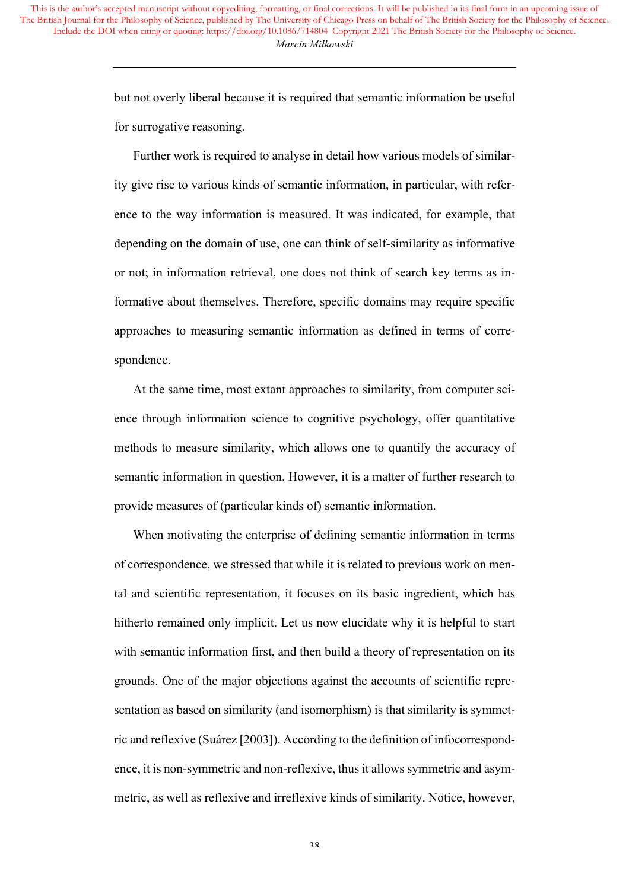but not overly liberal because it is required that semantic information be useful for surrogative reasoning.

Further work is required to analyse in detail how various models of similarity give rise to various kinds of semantic information, in particular, with reference to the way information is measured. It was indicated, for example, that depending on the domain of use, one can think of self-similarity as informative or not; in information retrieval, one does not think of search key terms as informative about themselves. Therefore, specific domains may require specific approaches to measuring semantic information as defined in terms of correspondence.

At the same time, most extant approaches to similarity, from computer science through information science to cognitive psychology, offer quantitative methods to measure similarity, which allows one to quantify the accuracy of semantic information in question. However, it is a matter of further research to provide measures of (particular kinds of) semantic information.

When motivating the enterprise of defining semantic information in terms of correspondence, we stressed that while it is related to previous work on mental and scientific representation, it focuses on its basic ingredient, which has hitherto remained only implicit. Let us now elucidate why it is helpful to start with semantic information first, and then build a theory of representation on its grounds. One of the major objections against the accounts of scientific representation as based on similarity (and isomorphism) is that similarity is symmetric and reflexive (Suárez [2003]). According to the definition of infocorrespondence, it is non-symmetric and non-reflexive, thus it allows symmetric and asymmetric, as well as reflexive and irreflexive kinds of similarity. Notice, however,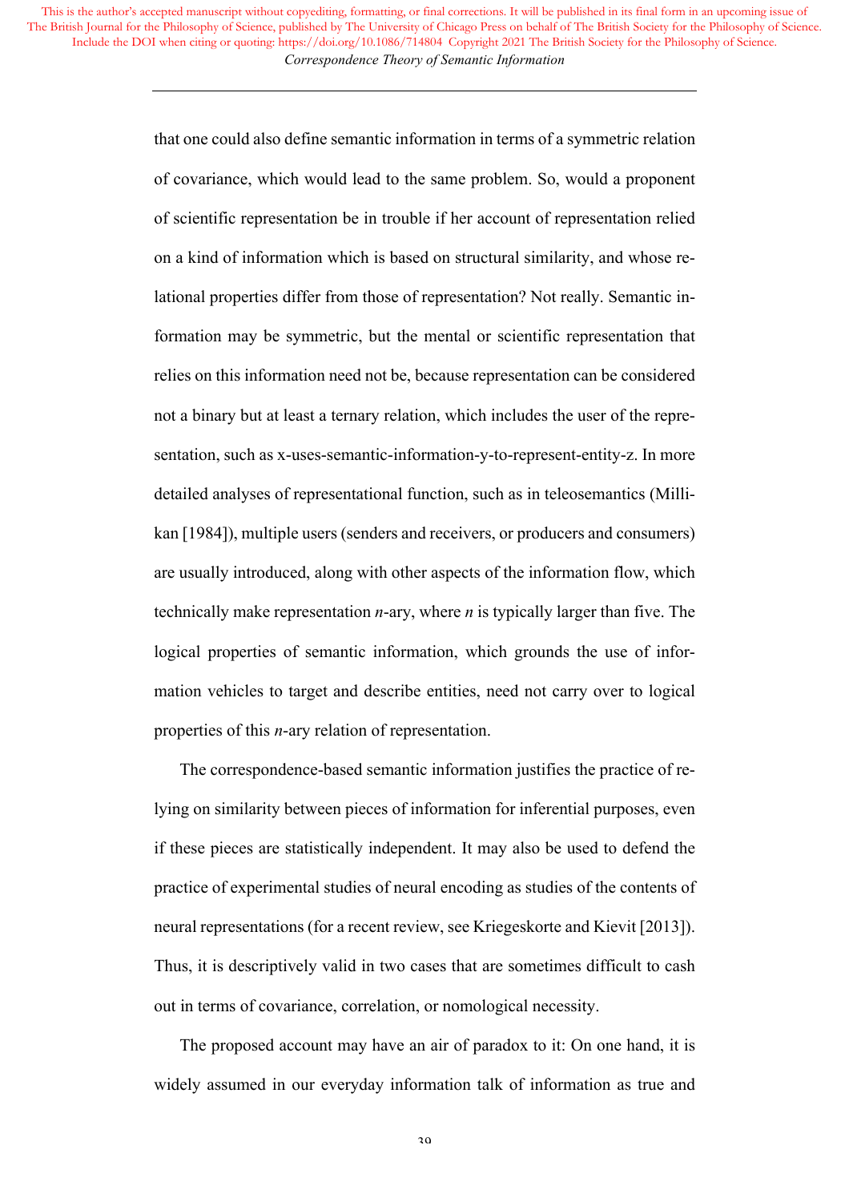that one could also define semantic information in terms of a symmetric relation of covariance, which would lead to the same problem. So, would a proponent of scientific representation be in trouble if her account of representation relied on a kind of information which is based on structural similarity, and whose relational properties differ from those of representation? Not really. Semantic information may be symmetric, but the mental or scientific representation that relies on this information need not be, because representation can be considered not a binary but at least a ternary relation, which includes the user of the representation, such as x-uses-semantic-information-y-to-represent-entity-z. In more detailed analyses of representational function, such as in teleosemantics (Millikan [1984]), multiple users (senders and receivers, or producers and consumers) are usually introduced, along with other aspects of the information flow, which technically make representation *n*-ary, where *n* is typically larger than five. The logical properties of semantic information, which grounds the use of information vehicles to target and describe entities, need not carry over to logical properties of this *n*-ary relation of representation.

The correspondence-based semantic information justifies the practice of relying on similarity between pieces of information for inferential purposes, even if these pieces are statistically independent. It may also be used to defend the practice of experimental studies of neural encoding as studies of the contents of neural representations (for a recent review, see Kriegeskorte and Kievit [2013]). Thus, it is descriptively valid in two cases that are sometimes difficult to cash out in terms of covariance, correlation, or nomological necessity.

The proposed account may have an air of paradox to it: On one hand, it is widely assumed in our everyday information talk of information as true and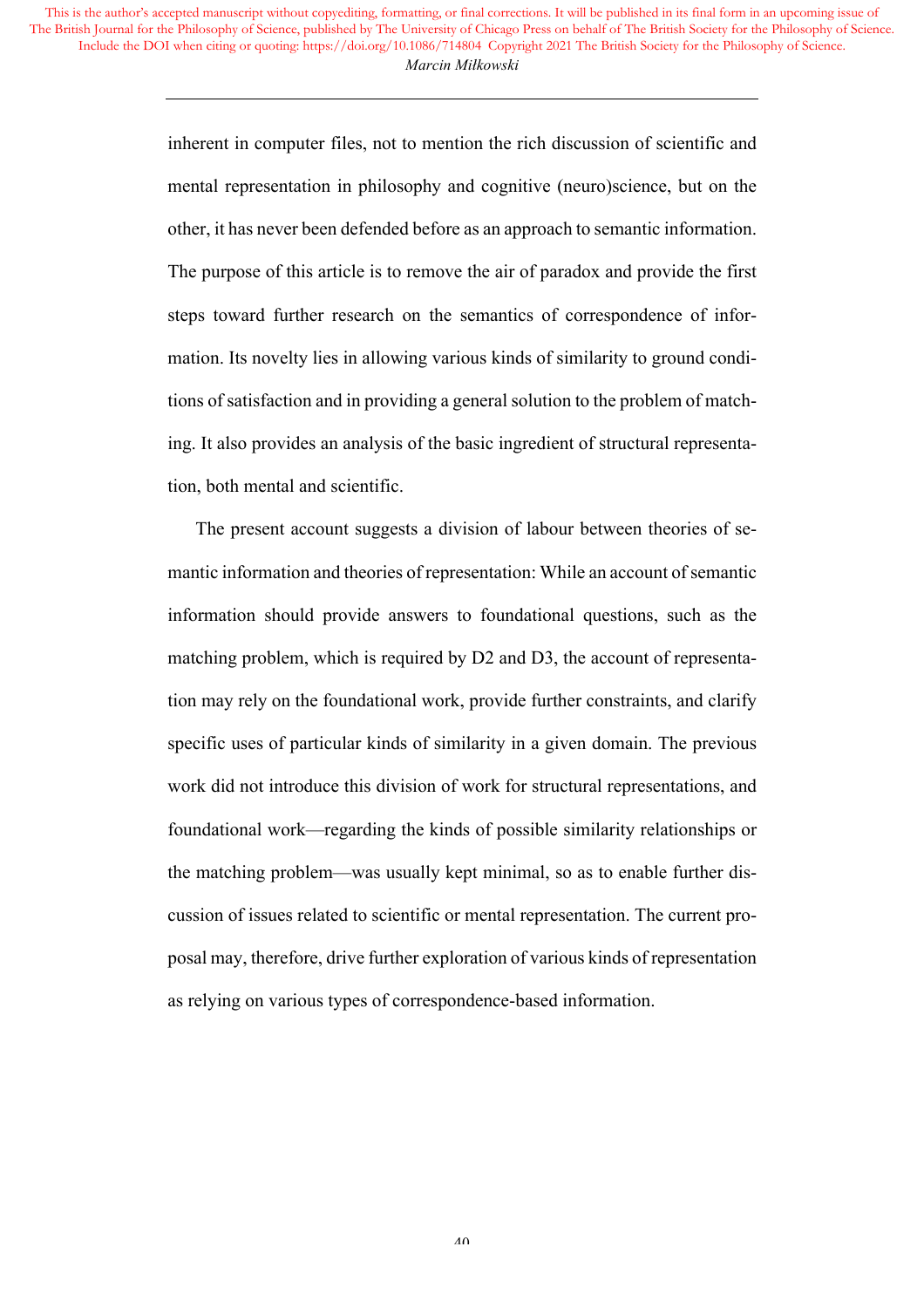inherent in computer files, not to mention the rich discussion of scientific and mental representation in philosophy and cognitive (neuro)science, but on the other, it has never been defended before as an approach to semantic information. The purpose of this article is to remove the air of paradox and provide the first steps toward further research on the semantics of correspondence of information. Its novelty lies in allowing various kinds of similarity to ground conditions of satisfaction and in providing a general solution to the problem of matching. It also provides an analysis of the basic ingredient of structural representation, both mental and scientific.

The present account suggests a division of labour between theories of semantic information and theories of representation: While an account of semantic information should provide answers to foundational questions, such as the matching problem, which is required by D2 and D3, the account of representation may rely on the foundational work, provide further constraints, and clarify specific uses of particular kinds of similarity in a given domain. The previous work did not introduce this division of work for structural representations, and foundational work—regarding the kinds of possible similarity relationships or the matching problem—was usually kept minimal, so as to enable further discussion of issues related to scientific or mental representation. The current proposal may, therefore, drive further exploration of various kinds of representation as relying on various types of correspondence-based information.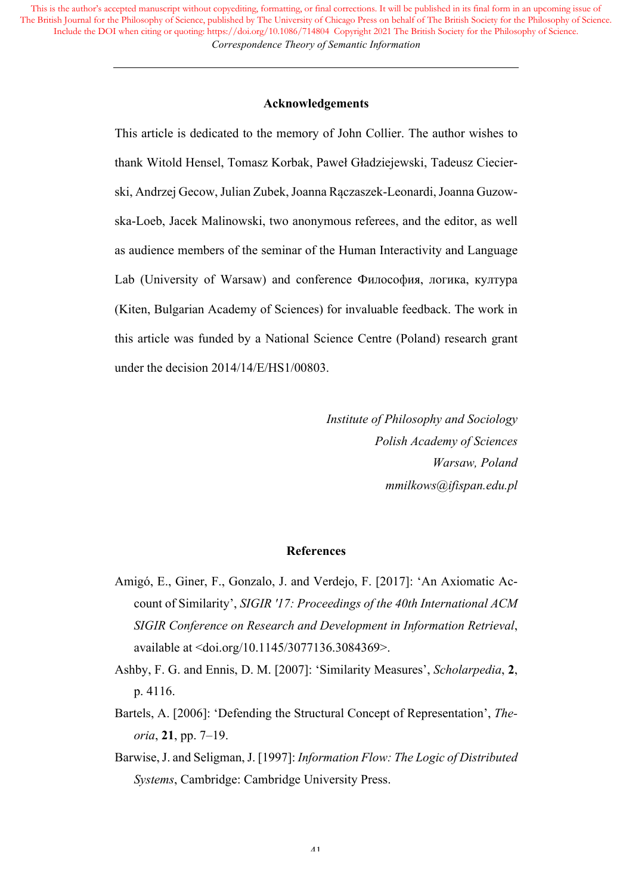## Acknowledgements

This article is dedicated to the memory of John Collier. The author wishes to thank Witold Hensel, Tomasz Korbak, Paweł Gładziejewski, Tadeusz Ciecierski, Andrzej Gecow, Julian Zubek, Joanna Rączaszek-Leonardi, Joanna Guzowska-Loeb, Jacek Malinowski, two anonymous referees, and the editor, as well as audience members of the seminar of the Human Interactivity and Language Lab (University of Warsaw) and conference Философия, логика, култура (Kiten, Bulgarian Academy of Sciences) for invaluable feedback. The work in this article was funded by a National Science Centre (Poland) research grant under the decision 2014/14/E/HS1/00803.

*Institute of Philosophy and Sociology*
*Polish Academy of Sciences*
*Warsaw, Poland*
*mmilkows@ifispan.edu.pl*

## References

Amigó, E., Giner, F., Gonzalo, J. and Verdejo, F. [2017]: 'An Axiomatic Account of Similarity', *SIGIR '17: Proceedings of the 40th International ACM SIGIR Conference on Research and Development in Information Retrieval*, available at <doi.org/10.1145/3077136.3084369>.

Ashby, F. G. and Ennis, D. M. [2007]: 'Similarity Measures', *Scholarpedia*, **2**, p. 4116.

Bartels, A. [2006]: 'Defending the Structural Concept of Representation', *Theoria*, **21**, pp. 7–19.

Barwise, J. and Seligman, J. [1997]: *Information Flow: The Logic of Distributed Systems*, Cambridge: Cambridge University Press.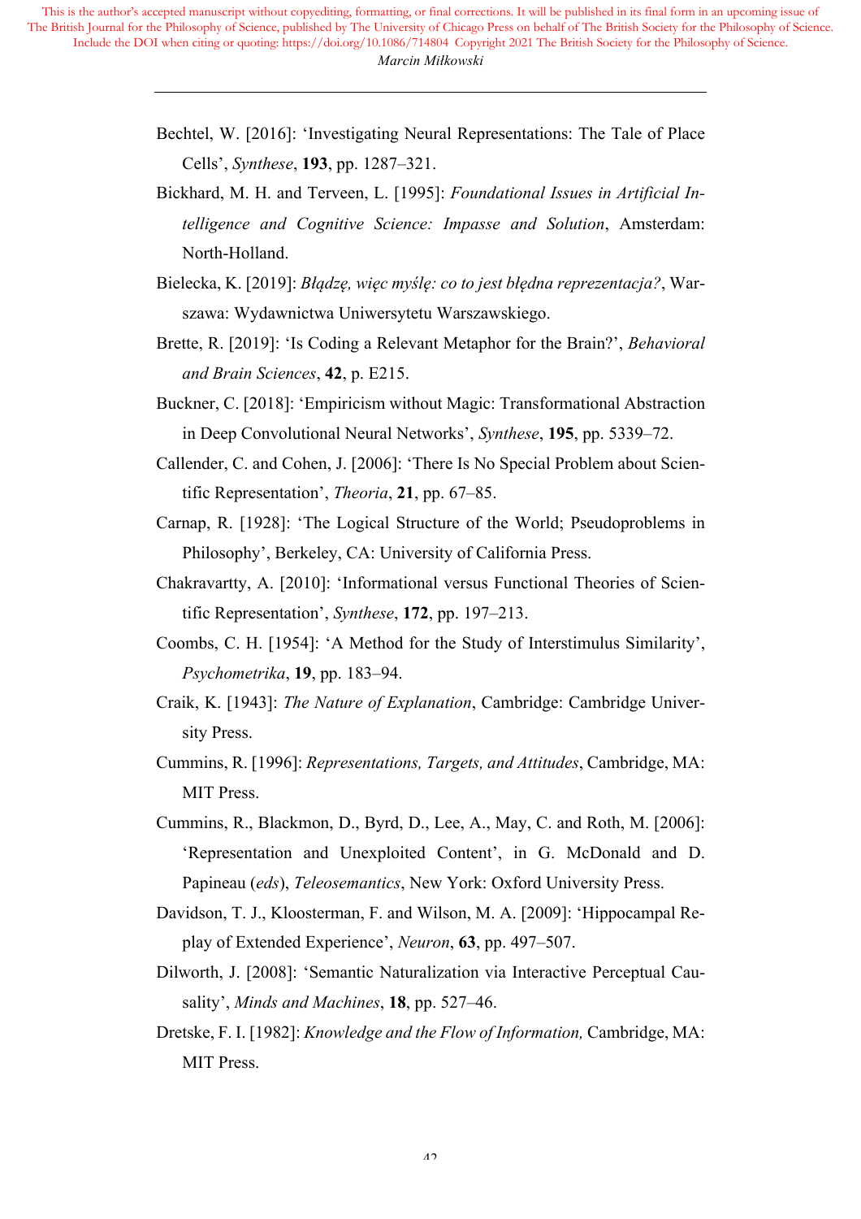Bechtel, W. [2016]: 'Investigating Neural Representations: The Tale of Place Cells', *Synthese*, **193**, pp. 1287–321.

Bickhard, M. H. and Terveen, L. [1995]: *Foundational Issues in Artificial Intelligence and Cognitive Science: Impasse and Solution*, Amsterdam: North-Holland.

Bielecka, K. [2019]: *Błądzę, więc myślę: co to jest błędna reprezentacja?*, Warszawa: Wydawnictwa Uniwersytetu Warszawskiego.

Brette, R. [2019]: 'Is Coding a Relevant Metaphor for the Brain?', *Behavioral and Brain Sciences*, **42**, p. E215.

Buckner, C. [2018]: 'Empiricism without Magic: Transformational Abstraction in Deep Convolutional Neural Networks', *Synthese*, **195**, pp. 5339–72.

Callender, C. and Cohen, J. [2006]: 'There Is No Special Problem about Scientific Representation', *Theoria*, **21**, pp. 67–85.

Carnap, R. [1928]: 'The Logical Structure of the World; Pseudoproblems in Philosophy', Berkeley, CA: University of California Press.

Chakravartty, A. [2010]: 'Informational versus Functional Theories of Scientific Representation', *Synthese*, **172**, pp. 197–213.

Coombs, C. H. [1954]: 'A Method for the Study of Interstimulus Similarity', *Psychometrika*, **19**, pp. 183–94.

Craik, K. [1943]: *The Nature of Explanation*, Cambridge: Cambridge University Press.

Cummins, R. [1996]: *Representations, Targets, and Attitudes*, Cambridge, MA: MIT Press.

Cummins, R., Blackmon, D., Byrd, D., Lee, A., May, C. and Roth, M. [2006]: 'Representation and Unexploited Content', in G. McDonald and D. Papineau (*eds*), *Teleosemantics*, New York: Oxford University Press.

Davidson, T. J., Kloosterman, F. and Wilson, M. A. [2009]: 'Hippocampal Replay of Extended Experience', *Neuron*, **63**, pp. 497–507.

Dilworth, J. [2008]: 'Semantic Naturalization via Interactive Perceptual Causality', *Minds and Machines*, **18**, pp. 527–46.

Dretske, F. I. [1982]: *Knowledge and the Flow of Information,* Cambridge, MA: MIT Press.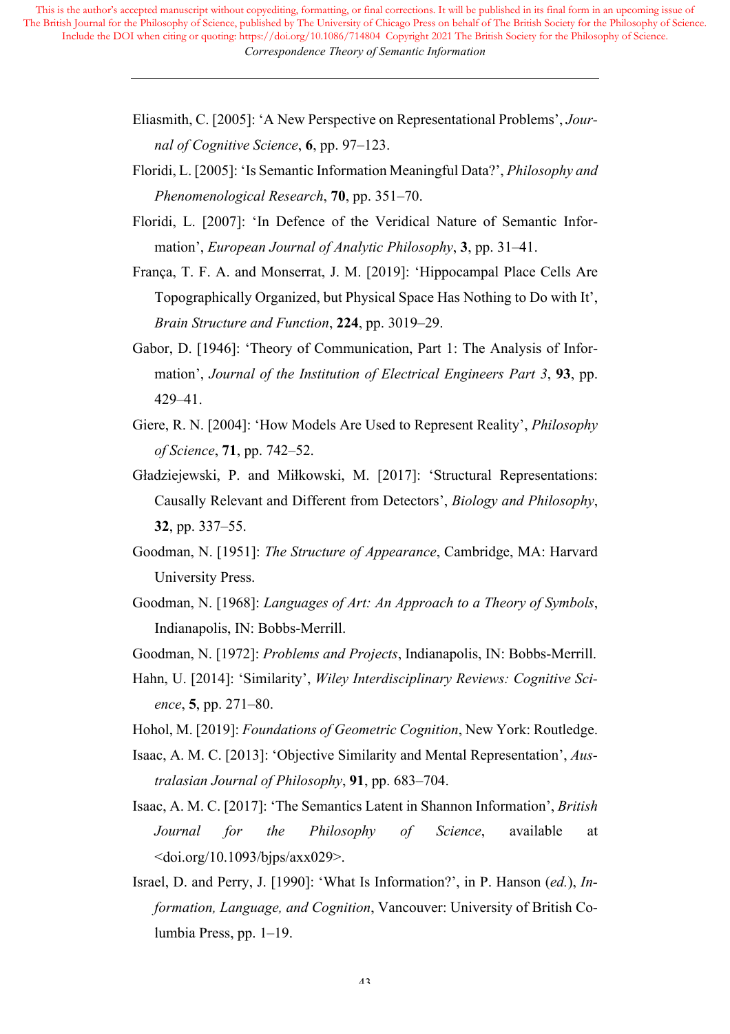Eliasmith, C. [2005]: 'A New Perspective on Representational Problems', *Journal of Cognitive Science*, **6**, pp. 97–123.

Floridi, L. [2005]: 'Is Semantic Information Meaningful Data?', *Philosophy and Phenomenological Research*, **70**, pp. 351–70.

Floridi, L. [2007]: 'In Defence of the Veridical Nature of Semantic Information', *European Journal of Analytic Philosophy*, **3**, pp. 31–41.

França, T. F. A. and Monserrat, J. M. [2019]: 'Hippocampal Place Cells Are Topographically Organized, but Physical Space Has Nothing to Do with It', *Brain Structure and Function*, **224**, pp. 3019–29.

Gabor, D. [1946]: 'Theory of Communication, Part 1: The Analysis of Information', *Journal of the Institution of Electrical Engineers Part 3*, **93**, pp. 429–41.

Giere, R. N. [2004]: 'How Models Are Used to Represent Reality', *Philosophy of Science*, **71**, pp. 742–52.

Gładziejewski, P. and Miłkowski, M. [2017]: 'Structural Representations: Causally Relevant and Different from Detectors', *Biology and Philosophy*, **32**, pp. 337–55.

Goodman, N. [1951]: *The Structure of Appearance*, Cambridge, MA: Harvard University Press.

Goodman, N. [1968]: *Languages of Art: An Approach to a Theory of Symbols*, Indianapolis, IN: Bobbs-Merrill.

Goodman, N. [1972]: *Problems and Projects*, Indianapolis, IN: Bobbs-Merrill.

Hahn, U. [2014]: 'Similarity', *Wiley Interdisciplinary Reviews: Cognitive Science*, **5**, pp. 271–80.

Hohol, M. [2019]: *Foundations of Geometric Cognition*, New York: Routledge.

Isaac, A. M. C. [2013]: 'Objective Similarity and Mental Representation', *Australasian Journal of Philosophy*, **91**, pp. 683–704.

Isaac, A. M. C. [2017]: 'The Semantics Latent in Shannon Information', *British Journal for the Philosophy of Science*, available at <doi.org/10.1093/bjps/axx029>.

Israel, D. and Perry, J. [1990]: 'What Is Information?', in P. Hanson (*ed.*), *Information, Language, and Cognition*, Vancouver: University of British Columbia Press, pp. 1–19.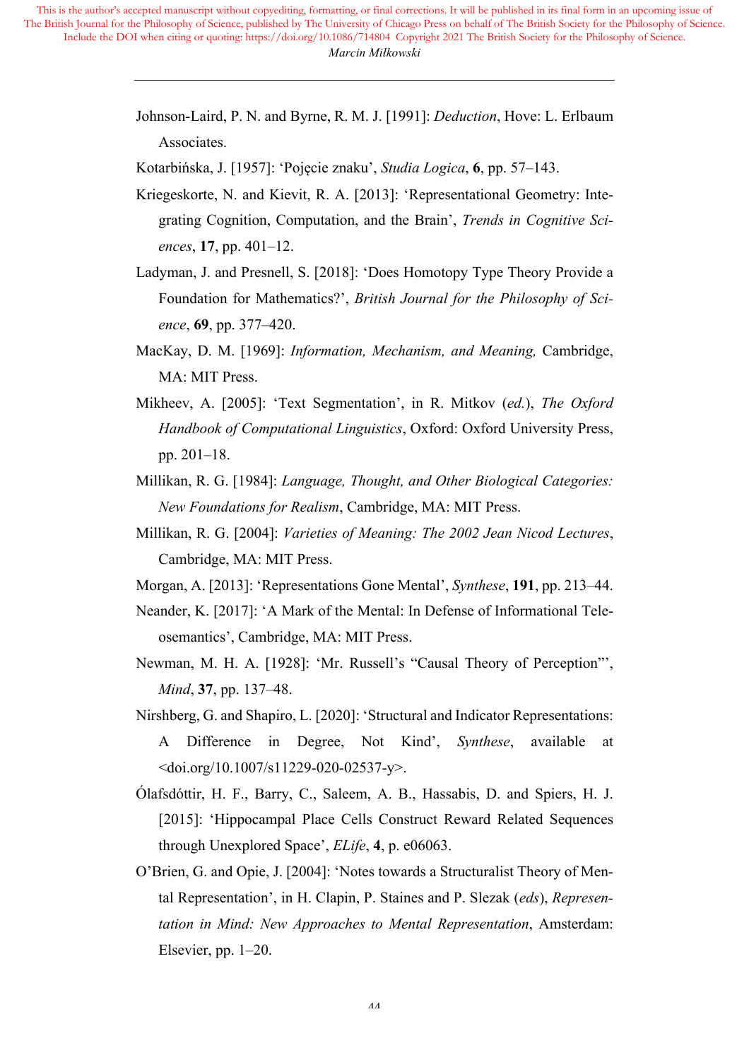Johnson-Laird, P. N. and Byrne, R. M. J. [1991]: *Deduction*, Hove: L. Erlbaum Associates.

Kotarbińska, J. [1957]: 'Pojęcie znaku', *Studia Logica*, **6**, pp. 57–143.

Kriegeskorte, N. and Kievit, R. A. [2013]: 'Representational Geometry: Integrating Cognition, Computation, and the Brain', *Trends in Cognitive Sciences*, **17**, pp. 401–12.

Ladyman, J. and Presnell, S. [2018]: 'Does Homotopy Type Theory Provide a Foundation for Mathematics?', *British Journal for the Philosophy of Science*, **69**, pp. 377–420.

MacKay, D. M. [1969]: *Information, Mechanism, and Meaning,* Cambridge, MA: MIT Press.

Mikheev, A. [2005]: 'Text Segmentation', in R. Mitkov (*ed.*), *The Oxford Handbook of Computational Linguistics*, Oxford: Oxford University Press, pp. 201–18.

Millikan, R. G. [1984]: *Language, Thought, and Other Biological Categories: New Foundations for Realism*, Cambridge, MA: MIT Press.

Millikan, R. G. [2004]: *Varieties of Meaning: The 2002 Jean Nicod Lectures*, Cambridge, MA: MIT Press.

Morgan, A. [2013]: 'Representations Gone Mental', *Synthese*, **191**, pp. 213–44.

Neander, K. [2017]: 'A Mark of the Mental: In Defense of Informational Teleosemantics', Cambridge, MA: MIT Press.

Newman, M. H. A. [1928]: 'Mr. Russell's "Causal Theory of Perception"', *Mind*, **37**, pp. 137–48.

Nirshberg, G. and Shapiro, L. [2020]: 'Structural and Indicator Representations: A Difference in Degree, Not Kind', *Synthese*, available at <doi.org/10.1007/s11229-020-02537-y>.

Ólafsdóttir, H. F., Barry, C., Saleem, A. B., Hassabis, D. and Spiers, H. J. [2015]: 'Hippocampal Place Cells Construct Reward Related Sequences through Unexplored Space', *ELife*, **4**, p. e06063.

O'Brien, G. and Opie, J. [2004]: 'Notes towards a Structuralist Theory of Mental Representation', in H. Clapin, P. Staines and P. Slezak (*eds*), *Representation in Mind: New Approaches to Mental Representation*, Amsterdam: Elsevier, pp. 1–20.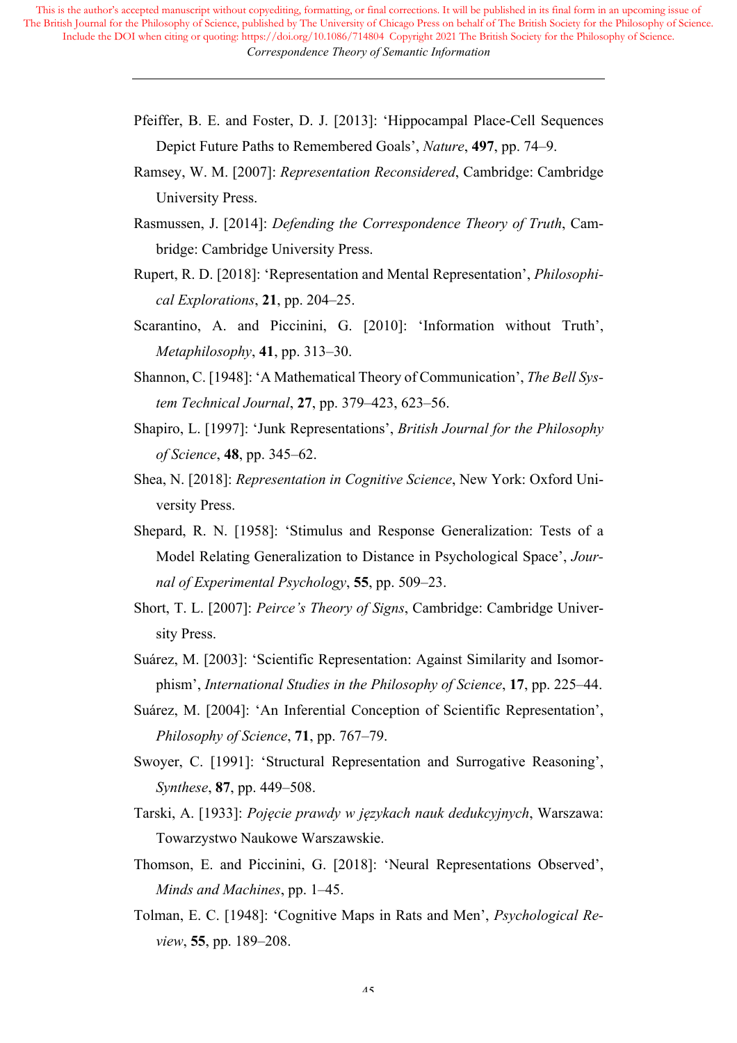Pfeiffer, B. E. and Foster, D. J. [2013]: 'Hippocampal Place-Cell Sequences Depict Future Paths to Remembered Goals', *Nature*, **497**, pp. 74–9.

Ramsey, W. M. [2007]: *Representation Reconsidered*, Cambridge: Cambridge University Press.

Rasmussen, J. [2014]: *Defending the Correspondence Theory of Truth*, Cambridge: Cambridge University Press.

Rupert, R. D. [2018]: 'Representation and Mental Representation', *Philosophical Explorations*, **21**, pp. 204–25.

Scarantino, A. and Piccinini, G. [2010]: 'Information without Truth', *Metaphilosophy*, **41**, pp. 313–30.

Shannon, C. [1948]: 'A Mathematical Theory of Communication', *The Bell System Technical Journal*, **27**, pp. 379–423, 623–56.

Shapiro, L. [1997]: 'Junk Representations', *British Journal for the Philosophy of Science*, **48**, pp. 345–62.

Shea, N. [2018]: *Representation in Cognitive Science*, New York: Oxford University Press.

Shepard, R. N. [1958]: 'Stimulus and Response Generalization: Tests of a Model Relating Generalization to Distance in Psychological Space', *Journal of Experimental Psychology*, **55**, pp. 509–23.

Short, T. L. [2007]: *Peirce's Theory of Signs*, Cambridge: Cambridge University Press.

Suárez, M. [2003]: 'Scientific Representation: Against Similarity and Isomorphism', *International Studies in the Philosophy of Science*, **17**, pp. 225–44.

Suárez, M. [2004]: 'An Inferential Conception of Scientific Representation', *Philosophy of Science*, **71**, pp. 767–79.

Swoyer, C. [1991]: 'Structural Representation and Surrogative Reasoning', *Synthese*, **87**, pp. 449–508.

Tarski, A. [1933]: *Pojęcie prawdy w językach nauk dedukcyjnych*, Warszawa: Towarzystwo Naukowe Warszawskie.

Thomson, E. and Piccinini, G. [2018]: 'Neural Representations Observed', *Minds and Machines*, pp. 1–45.

Tolman, E. C. [1948]: 'Cognitive Maps in Rats and Men', *Psychological Review*, **55**, pp. 189–208.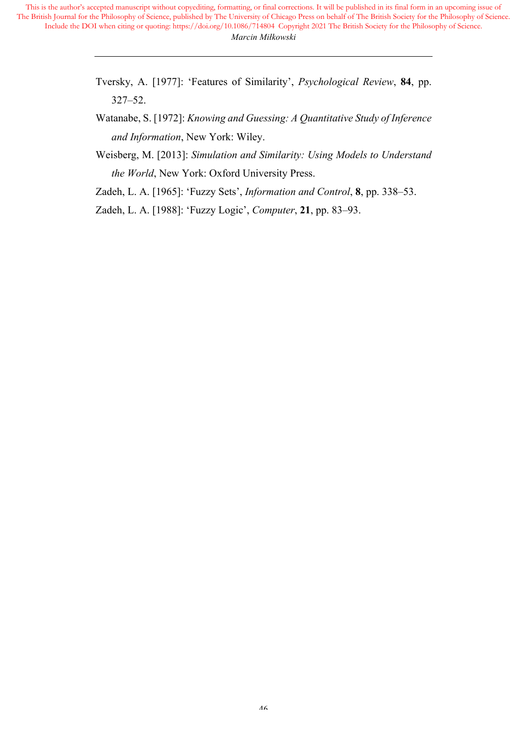Tversky, A. [1977]: 'Features of Similarity', *Psychological Review*, **84**, pp. 327–52.

Watanabe, S. [1972]: *Knowing and Guessing: A Quantitative Study of Inference and Information*, New York: Wiley.

Weisberg, M. [2013]: *Simulation and Similarity: Using Models to Understand the World*, New York: Oxford University Press.

Zadeh, L. A. [1965]: 'Fuzzy Sets', *Information and Control*, **8**, pp. 338–53.

Zadeh, L. A. [1988]: 'Fuzzy Logic', *Computer*, **21**, pp. 83–93.